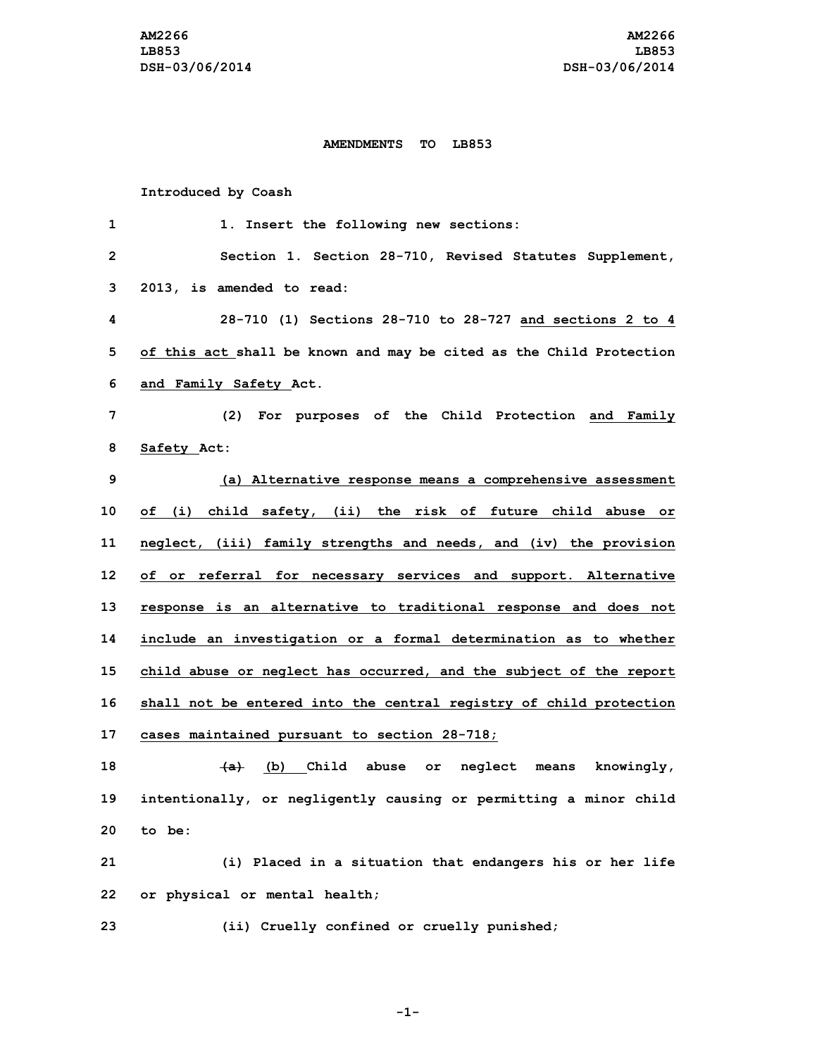AM2266
LB853
DSH-03/06/2014

**AMENDMENTS TO LB853**

Introduced by Coash

1. Insert the following new sections:

Section 1. Section 28-710, Revised Statutes Supplement, 2013, is amended to read:

28-710 (1) Sections 28-710 to 28-727 <u>and sections 2 to 4 of this act</u> shall be known and may be cited as the Child Protection <u>and Family Safety</u> Act.

(2) For purposes of the Child Protection <u>and Family Safety</u> Act:

<u>(a) Alternative response means a comprehensive assessment of (i) child safety, (ii) the risk of future child abuse or neglect, (iii) family strengths and needs, and (iv) the provision of or referral for necessary services and support. Alternative response is an alternative to traditional response and does not include an investigation or a formal determination as to whether child abuse or neglect has occurred, and the subject of the report shall not be entered into the central registry of child protection cases maintained pursuant to section 28-718;</u>

~~(a)~~ <u>(b)</u> Child abuse or neglect means knowingly, intentionally, or negligently causing or permitting a minor child to be:

(i) Placed in a situation that endangers his or her life or physical or mental health;

(ii) Cruelly confined or cruelly punished;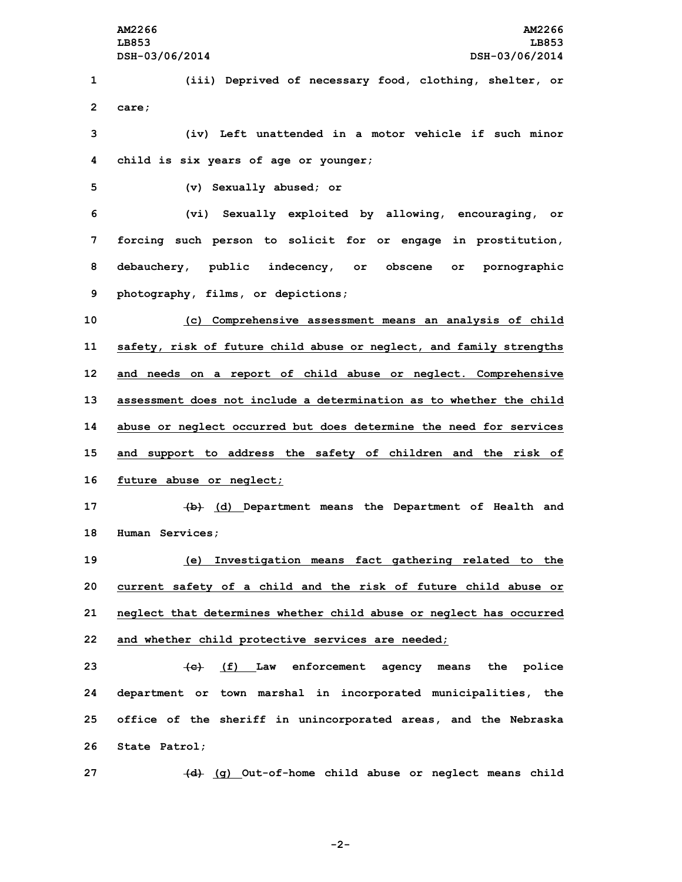(iii) Deprived of necessary food, clothing, shelter, or care;

(iv) Left unattended in a motor vehicle if such minor child is six years of age or younger;

(v) Sexually abused; or

(vi) Sexually exploited by allowing, encouraging, or forcing such person to solicit for or engage in prostitution, debauchery, public indecency, or obscene or pornographic photography, films, or depictions;

(c) Comprehensive assessment means an analysis of child safety, risk of future child abuse or neglect, and family strengths and needs on a report of child abuse or neglect. Comprehensive assessment does not include a determination as to whether the child abuse or neglect occurred but does determine the need for services and support to address the safety of children and the risk of future abuse or neglect;

~~(b)~~ (d) Department means the Department of Health and Human Services;

(e) Investigation means fact gathering related to the current safety of a child and the risk of future child abuse or neglect that determines whether child abuse or neglect has occurred and whether child protective services are needed;

~~(c)~~ (f) Law enforcement agency means the police department or town marshal in incorporated municipalities, the office of the sheriff in unincorporated areas, and the Nebraska State Patrol;

~~(d)~~ (g) Out-of-home child abuse or neglect means child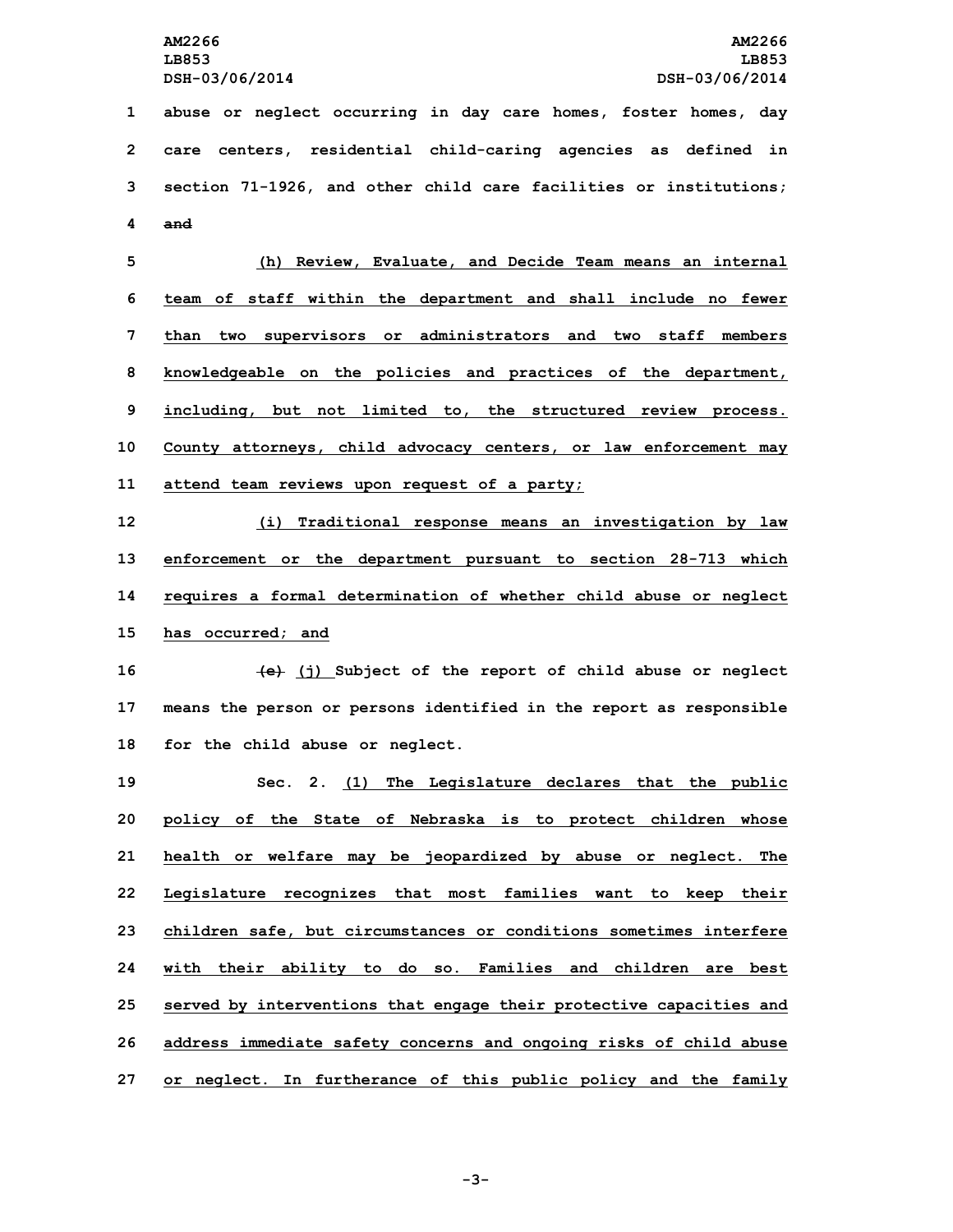abuse or neglect occurring in day care homes, foster homes, day care centers, residential child-caring agencies as defined in section 71-1926, and other child care facilities or institutions; ~~and~~

(h) Review, Evaluate, and Decide Team means an internal team of staff within the department and shall include no fewer than two supervisors or administrators and two staff members knowledgeable on the policies and practices of the department, including, but not limited to, the structured review process. County attorneys, child advocacy centers, or law enforcement may attend team reviews upon request of a party;

(i) Traditional response means an investigation by law enforcement or the department pursuant to section 28-713 which requires a formal determination of whether child abuse or neglect has occurred; and

~~(e)~~ (j) Subject of the report of child abuse or neglect means the person or persons identified in the report as responsible for the child abuse or neglect.

Sec. 2. (1) The Legislature declares that the public policy of the State of Nebraska is to protect children whose health or welfare may be jeopardized by abuse or neglect. The Legislature recognizes that most families want to keep their children safe, but circumstances or conditions sometimes interfere with their ability to do so. Families and children are best served by interventions that engage their protective capacities and address immediate safety concerns and ongoing risks of child abuse or neglect. In furtherance of this public policy and the family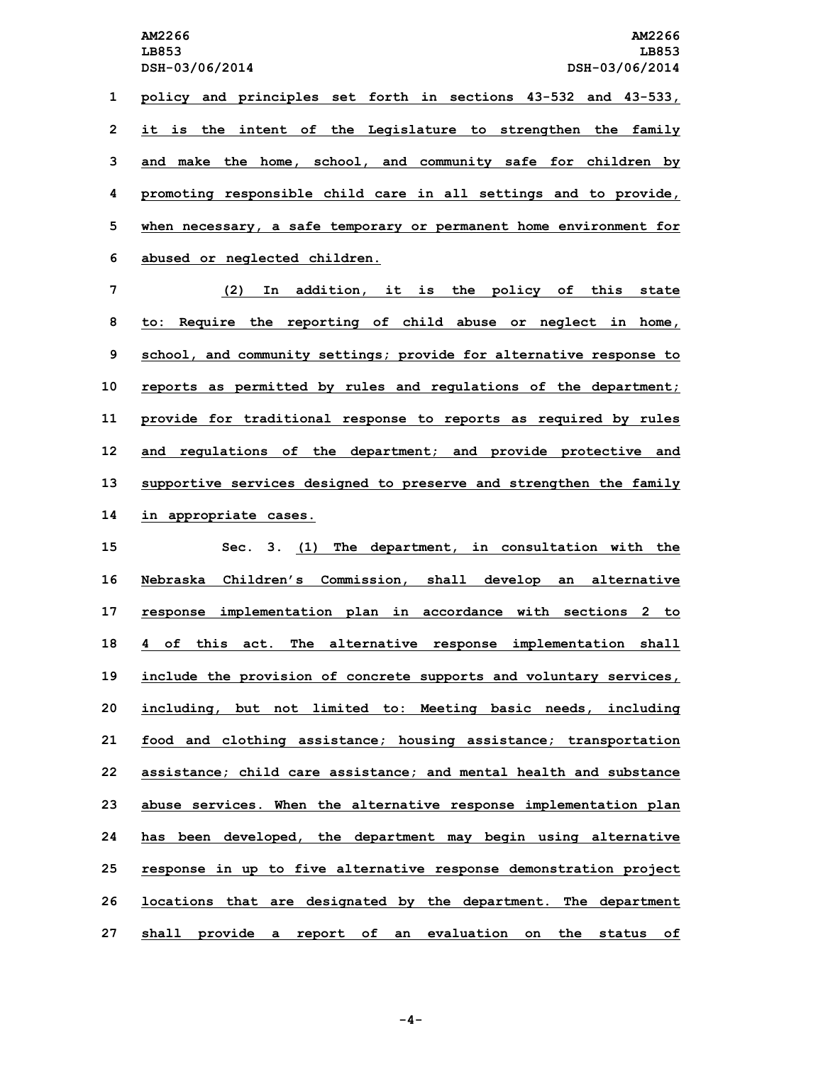policy and principles set forth in sections 43-532 and 43-533, it is the intent of the Legislature to strengthen the family and make the home, school, and community safe for children by promoting responsible child care in all settings and to provide, when necessary, a safe temporary or permanent home environment for abused or neglected children.

(2) In addition, it is the policy of this state to: Require the reporting of child abuse or neglect in home, school, and community settings; provide for alternative response to reports as permitted by rules and regulations of the department; provide for traditional response to reports as required by rules and regulations of the department; and provide protective and supportive services designed to preserve and strengthen the family in appropriate cases.

Sec. 3. (1) The department, in consultation with the Nebraska Children's Commission, shall develop an alternative response implementation plan in accordance with sections 2 to 4 of this act. The alternative response implementation shall include the provision of concrete supports and voluntary services, including, but not limited to: Meeting basic needs, including food and clothing assistance; housing assistance; transportation assistance; child care assistance; and mental health and substance abuse services. When the alternative response implementation plan has been developed, the department may begin using alternative response in up to five alternative response demonstration project locations that are designated by the department. The department shall provide a report of an evaluation on the status of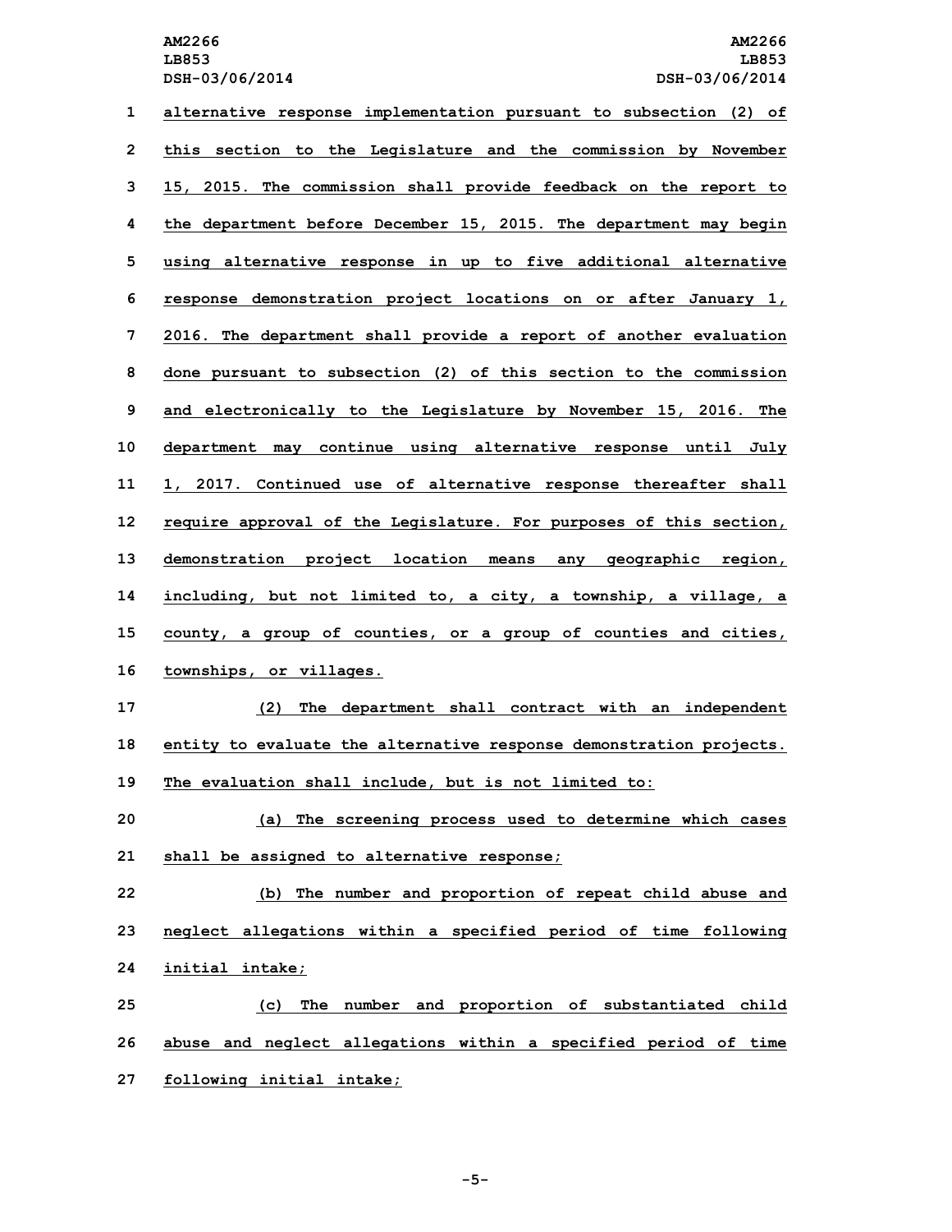alternative response implementation pursuant to subsection (2) of this section to the Legislature and the commission by November 15, 2015. The commission shall provide feedback on the report to the department before December 15, 2015. The department may begin using alternative response in up to five additional alternative response demonstration project locations on or after January 1, 2016. The department shall provide a report of another evaluation done pursuant to subsection (2) of this section to the commission and electronically to the Legislature by November 15, 2016. The department may continue using alternative response until July 1, 2017. Continued use of alternative response thereafter shall require approval of the Legislature. For purposes of this section, demonstration project location means any geographic region, including, but not limited to, a city, a township, a village, a county, a group of counties, or a group of counties and cities, townships, or villages.

(2) The department shall contract with an independent entity to evaluate the alternative response demonstration projects. The evaluation shall include, but is not limited to:

(a) The screening process used to determine which cases shall be assigned to alternative response;

(b) The number and proportion of repeat child abuse and neglect allegations within a specified period of time following initial intake;

(c) The number and proportion of substantiated child abuse and neglect allegations within a specified period of time following initial intake;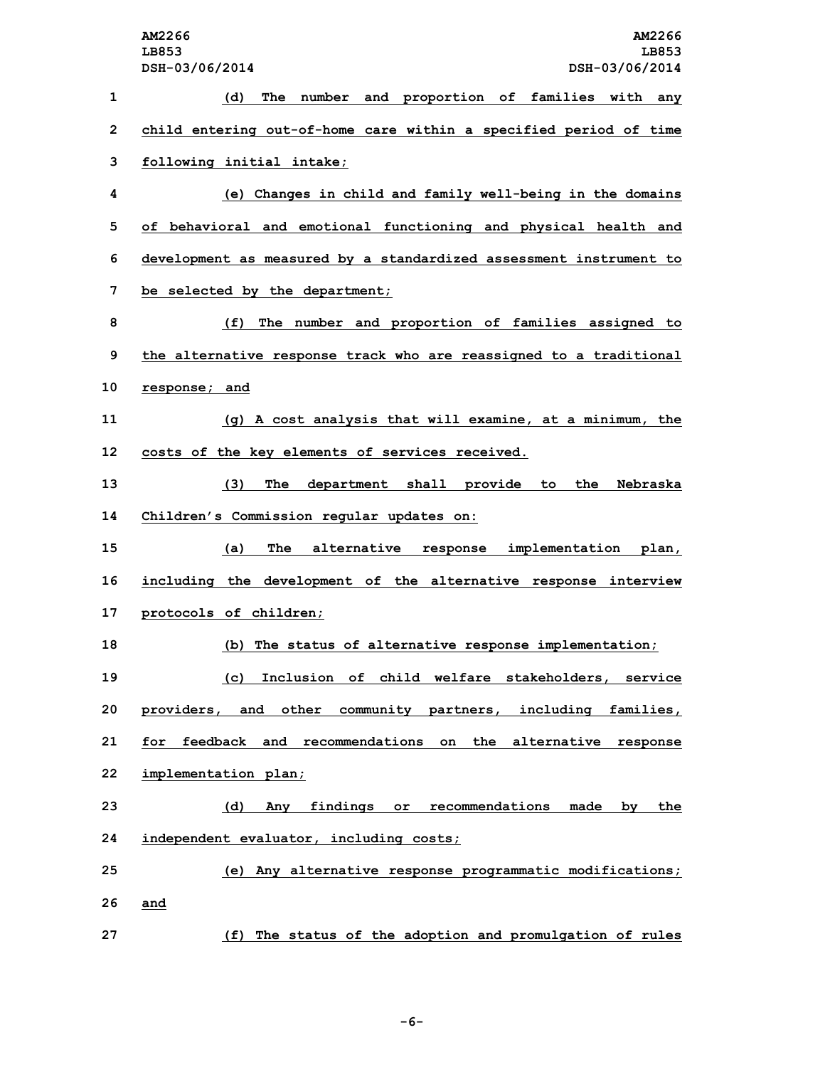(d) The number and proportion of families with any child entering out-of-home care within a specified period of time following initial intake;

(e) Changes in child and family well-being in the domains of behavioral and emotional functioning and physical health and development as measured by a standardized assessment instrument to be selected by the department;

(f) The number and proportion of families assigned to the alternative response track who are reassigned to a traditional response; and

(g) A cost analysis that will examine, at a minimum, the costs of the key elements of services received.

(3) The department shall provide to the Nebraska Children's Commission regular updates on:

(a) The alternative response implementation plan, including the development of the alternative response interview protocols of children;

(b) The status of alternative response implementation;

(c) Inclusion of child welfare stakeholders, service providers, and other community partners, including families, for feedback and recommendations on the alternative response implementation plan;

(d) Any findings or recommendations made by the independent evaluator, including costs;

(e) Any alternative response programmatic modifications; and

(f) The status of the adoption and promulgation of rules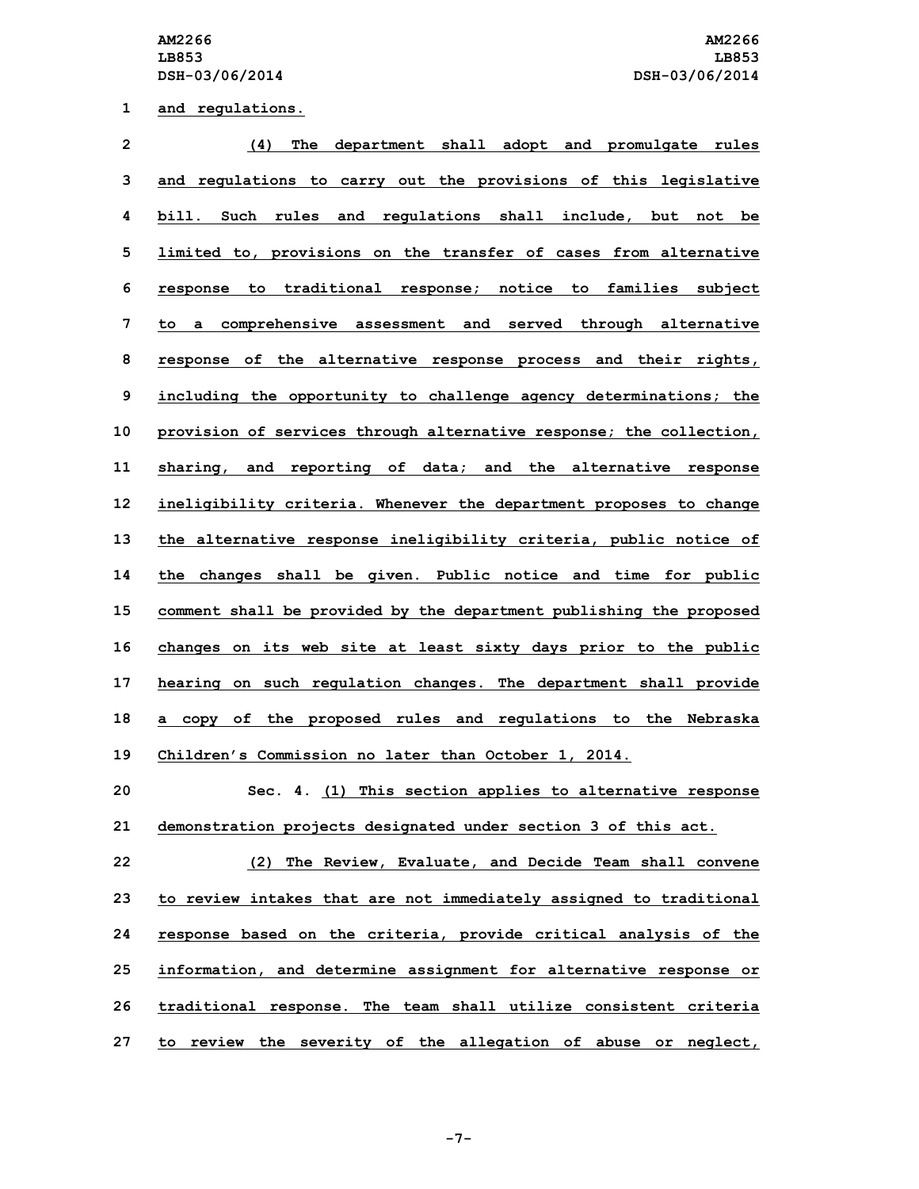and regulations.

(4) The department shall adopt and promulgate rules and regulations to carry out the provisions of this legislative bill. Such rules and regulations shall include, but not be limited to, provisions on the transfer of cases from alternative response to traditional response; notice to families subject to a comprehensive assessment and served through alternative response of the alternative response process and their rights, including the opportunity to challenge agency determinations; the provision of services through alternative response; the collection, sharing, and reporting of data; and the alternative response ineligibility criteria. Whenever the department proposes to change the alternative response ineligibility criteria, public notice of the changes shall be given. Public notice and time for public comment shall be provided by the department publishing the proposed changes on its web site at least sixty days prior to the public hearing on such regulation changes. The department shall provide a copy of the proposed rules and regulations to the Nebraska Children's Commission no later than October 1, 2014.

Sec. 4. (1) This section applies to alternative response demonstration projects designated under section 3 of this act.

(2) The Review, Evaluate, and Decide Team shall convene to review intakes that are not immediately assigned to traditional response based on the criteria, provide critical analysis of the information, and determine assignment for alternative response or traditional response. The team shall utilize consistent criteria to review the severity of the allegation of abuse or neglect,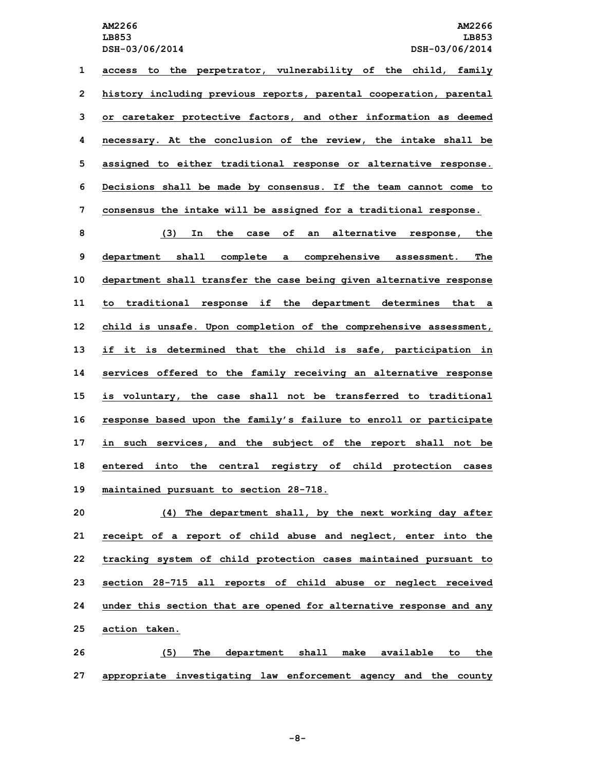access to the perpetrator, vulnerability of the child, family history including previous reports, parental cooperation, parental or caretaker protective factors, and other information as deemed necessary. At the conclusion of the review, the intake shall be assigned to either traditional response or alternative response. Decisions shall be made by consensus. If the team cannot come to consensus the intake will be assigned for a traditional response.

(3) In the case of an alternative response, the department shall complete a comprehensive assessment. The department shall transfer the case being given alternative response to traditional response if the department determines that a child is unsafe. Upon completion of the comprehensive assessment, if it is determined that the child is safe, participation in services offered to the family receiving an alternative response is voluntary, the case shall not be transferred to traditional response based upon the family's failure to enroll or participate in such services, and the subject of the report shall not be entered into the central registry of child protection cases maintained pursuant to section 28-718.

(4) The department shall, by the next working day after receipt of a report of child abuse and neglect, enter into the tracking system of child protection cases maintained pursuant to section 28-715 all reports of child abuse or neglect received under this section that are opened for alternative response and any action taken.

(5) The department shall make available to the appropriate investigating law enforcement agency and the county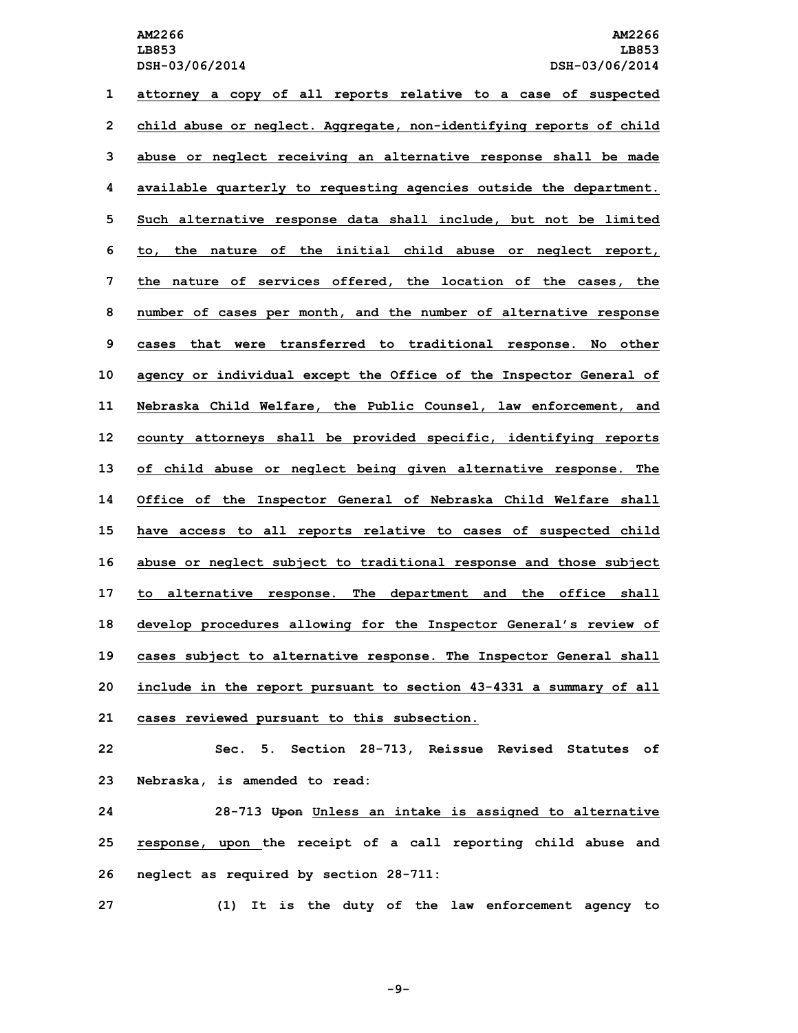attorney a copy of all reports relative to a case of suspected child abuse or neglect. Aggregate, non-identifying reports of child abuse or neglect receiving an alternative response shall be made available quarterly to requesting agencies outside the department. Such alternative response data shall include, but not be limited to, the nature of the initial child abuse or neglect report, the nature of services offered, the location of the cases, the number of cases per month, and the number of alternative response cases that were transferred to traditional response. No other agency or individual except the Office of the Inspector General of Nebraska Child Welfare, the Public Counsel, law enforcement, and county attorneys shall be provided specific, identifying reports of child abuse or neglect being given alternative response. The Office of the Inspector General of Nebraska Child Welfare shall have access to all reports relative to cases of suspected child abuse or neglect subject to traditional response and those subject to alternative response. The department and the office shall develop procedures allowing for the Inspector General's review of cases subject to alternative response. The Inspector General shall include in the report pursuant to section 43-4331 a summary of all cases reviewed pursuant to this subsection.

Sec. 5. Section 28-713, Reissue Revised Statutes of Nebraska, is amended to read:

28-713 ~~Upon~~ Unless an intake is assigned to alternative response, upon the receipt of a call reporting child abuse and neglect as required by section 28-711:

(1) It is the duty of the law enforcement agency to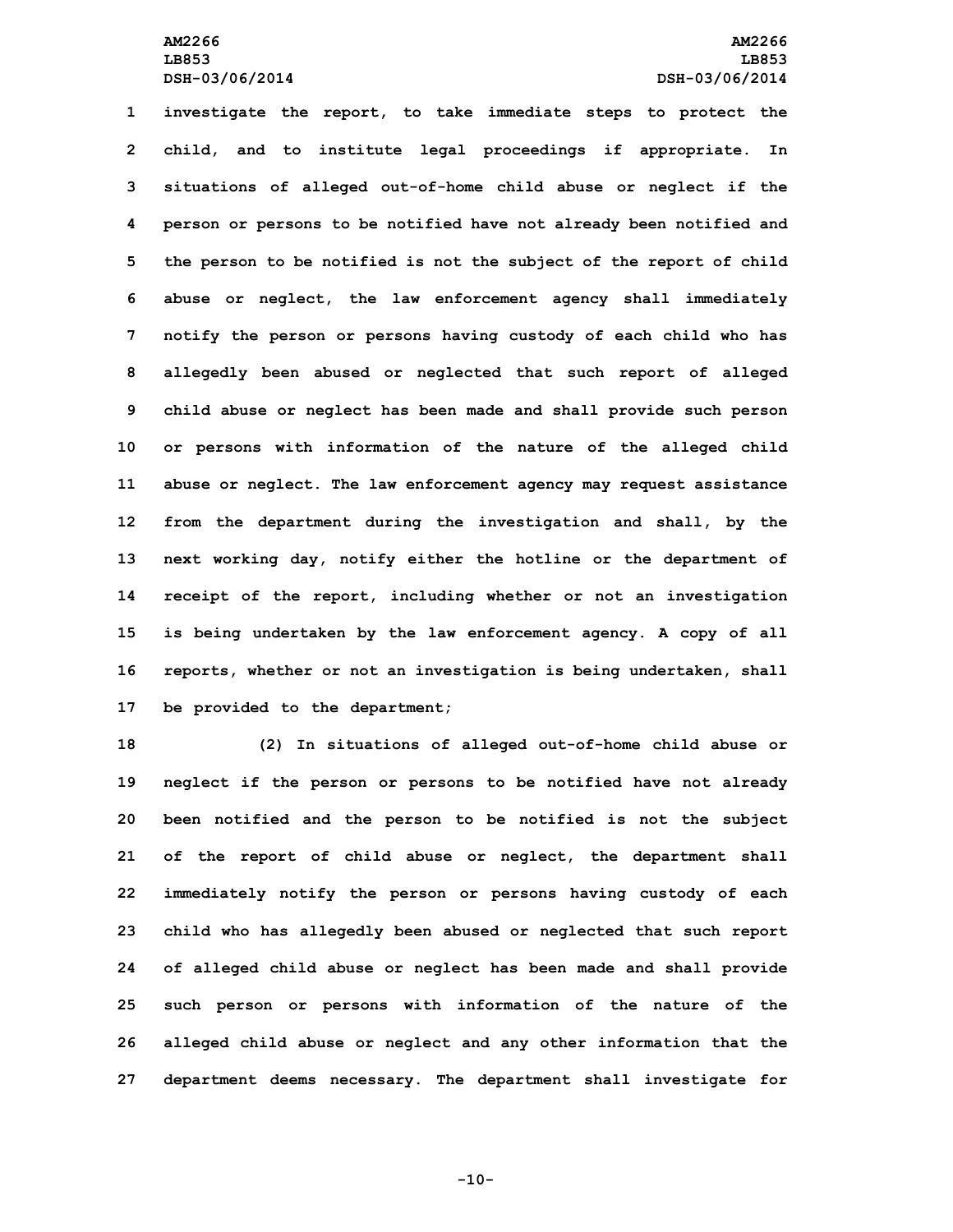investigate the report, to take immediate steps to protect the child, and to institute legal proceedings if appropriate. In situations of alleged out-of-home child abuse or neglect if the person or persons to be notified have not already been notified and the person to be notified is not the subject of the report of child abuse or neglect, the law enforcement agency shall immediately notify the person or persons having custody of each child who has allegedly been abused or neglected that such report of alleged child abuse or neglect has been made and shall provide such person or persons with information of the nature of the alleged child abuse or neglect. The law enforcement agency may request assistance from the department during the investigation and shall, by the next working day, notify either the hotline or the department of receipt of the report, including whether or not an investigation is being undertaken by the law enforcement agency. A copy of all reports, whether or not an investigation is being undertaken, shall be provided to the department;

(2) In situations of alleged out-of-home child abuse or neglect if the person or persons to be notified have not already been notified and the person to be notified is not the subject of the report of child abuse or neglect, the department shall immediately notify the person or persons having custody of each child who has allegedly been abused or neglected that such report of alleged child abuse or neglect has been made and shall provide such person or persons with information of the nature of the alleged child abuse or neglect and any other information that the department deems necessary. The department shall investigate for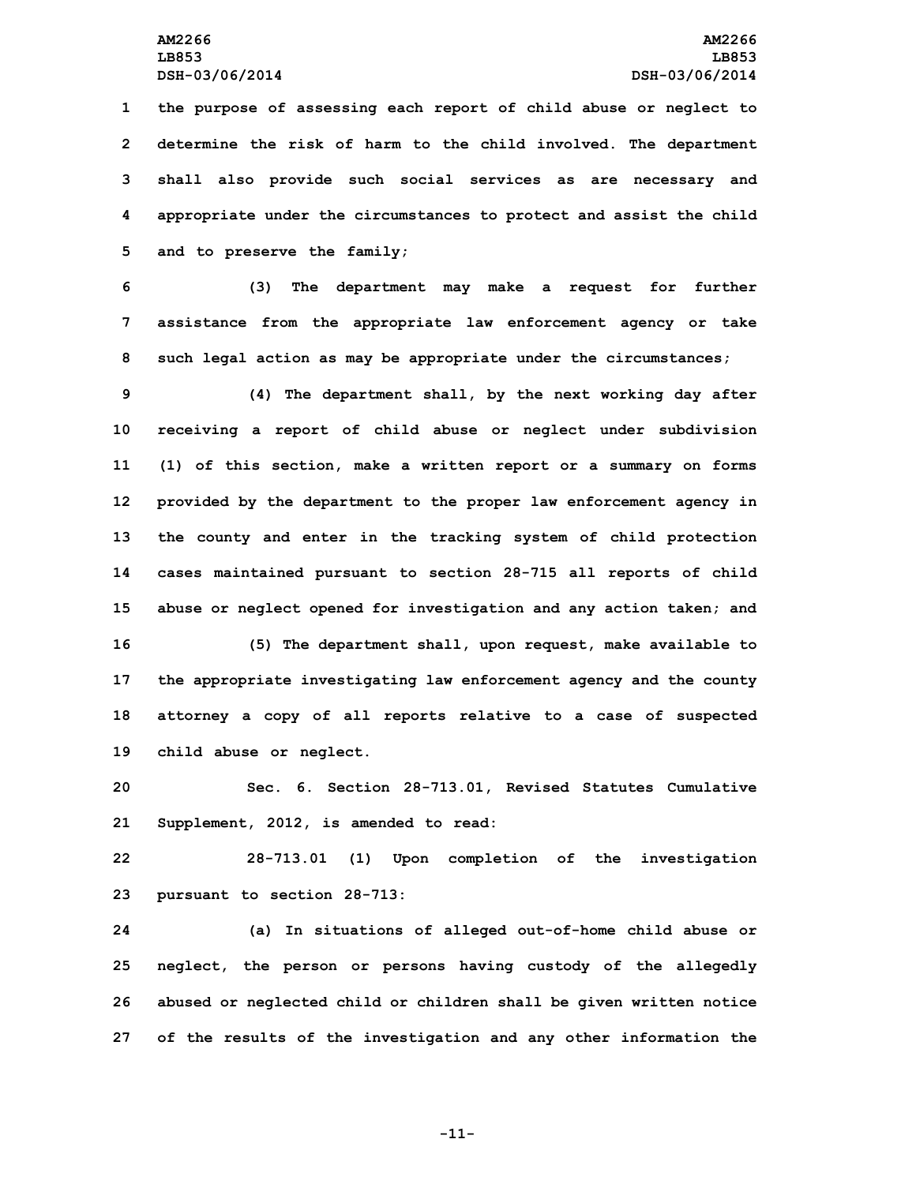the purpose of assessing each report of child abuse or neglect to determine the risk of harm to the child involved. The department shall also provide such social services as are necessary and appropriate under the circumstances to protect and assist the child and to preserve the family;

(3) The department may make a request for further assistance from the appropriate law enforcement agency or take such legal action as may be appropriate under the circumstances;

(4) The department shall, by the next working day after receiving a report of child abuse or neglect under subdivision (1) of this section, make a written report or a summary on forms provided by the department to the proper law enforcement agency in the county and enter in the tracking system of child protection cases maintained pursuant to section 28-715 all reports of child abuse or neglect opened for investigation and any action taken; and

(5) The department shall, upon request, make available to the appropriate investigating law enforcement agency and the county attorney a copy of all reports relative to a case of suspected child abuse or neglect.

Sec. 6. Section 28-713.01, Revised Statutes Cumulative Supplement, 2012, is amended to read:

28-713.01 (1) Upon completion of the investigation pursuant to section 28-713:

(a) In situations of alleged out-of-home child abuse or neglect, the person or persons having custody of the allegedly abused or neglected child or children shall be given written notice of the results of the investigation and any other information the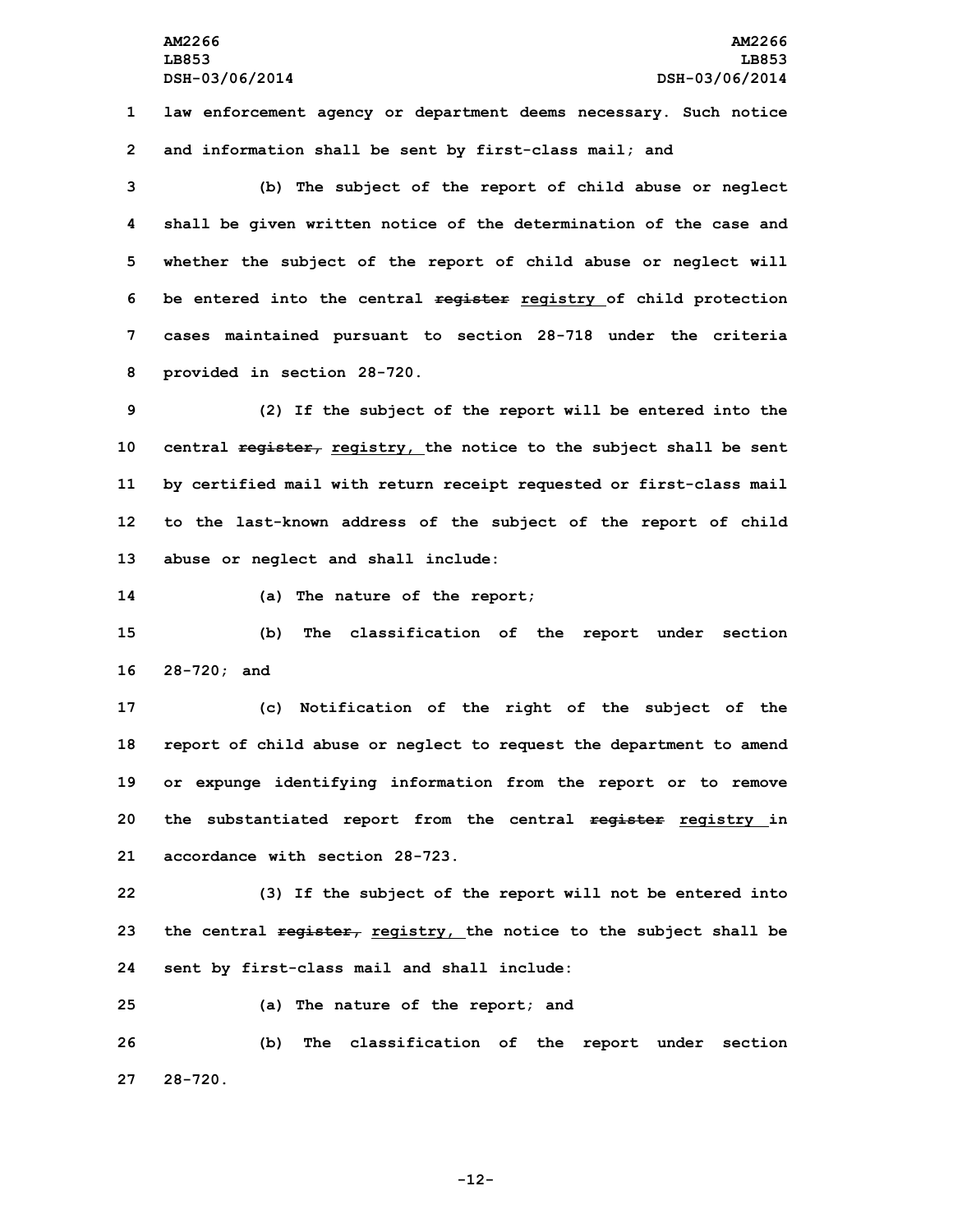law enforcement agency or department deems necessary. Such notice and information shall be sent by first-class mail; and

(b) The subject of the report of child abuse or neglect shall be given written notice of the determination of the case and whether the subject of the report of child abuse or neglect will be entered into the central ~~register~~ registry of child protection cases maintained pursuant to section 28-718 under the criteria provided in section 28-720.

(2) If the subject of the report will be entered into the central ~~register,~~ registry, the notice to the subject shall be sent by certified mail with return receipt requested or first-class mail to the last-known address of the subject of the report of child abuse or neglect and shall include:

(a) The nature of the report;

(b) The classification of the report under section 28-720; and

(c) Notification of the right of the subject of the report of child abuse or neglect to request the department to amend or expunge identifying information from the report or to remove the substantiated report from the central ~~register~~ registry in accordance with section 28-723.

(3) If the subject of the report will not be entered into the central ~~register,~~ registry, the notice to the subject shall be sent by first-class mail and shall include:

(a) The nature of the report; and

(b) The classification of the report under section 28-720.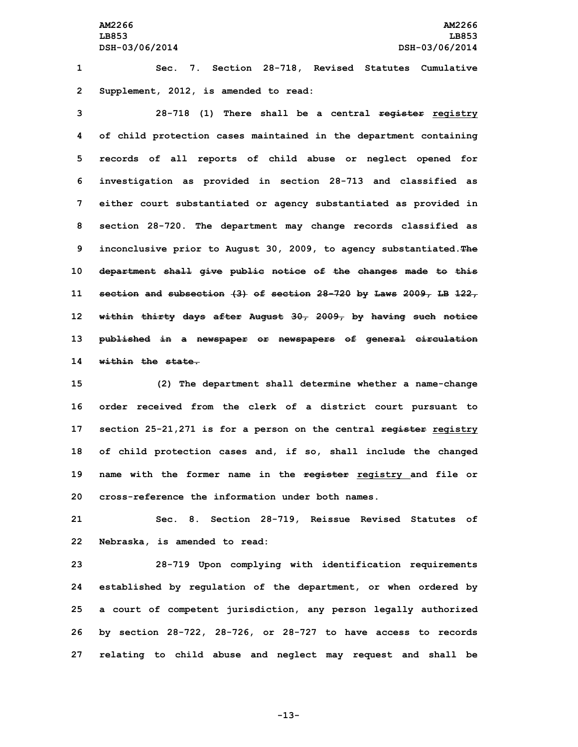Sec. 7. Section 28-718, Revised Statutes Cumulative Supplement, 2012, is amended to read:

28-718 (1) There shall be a central ~~register~~ registry of child protection cases maintained in the department containing records of all reports of child abuse or neglect opened for investigation as provided in section 28-713 and classified as either court substantiated or agency substantiated as provided in section 28-720. The department may change records classified as inconclusive prior to August 30, 2009, to agency substantiated.~~The department shall give public notice of the changes made to this section and subsection (3) of section 28-720 by Laws 2009, LB 122, within thirty days after August 30, 2009, by having such notice published in a newspaper or newspapers of general circulation within the state.~~

(2) The department shall determine whether a name-change order received from the clerk of a district court pursuant to section 25-21,271 is for a person on the central ~~register~~ registry of child protection cases and, if so, shall include the changed name with the former name in the ~~register~~ registry and file or cross-reference the information under both names.

Sec. 8. Section 28-719, Reissue Revised Statutes of Nebraska, is amended to read:

28-719 Upon complying with identification requirements established by regulation of the department, or when ordered by a court of competent jurisdiction, any person legally authorized by section 28-722, 28-726, or 28-727 to have access to records relating to child abuse and neglect may request and shall be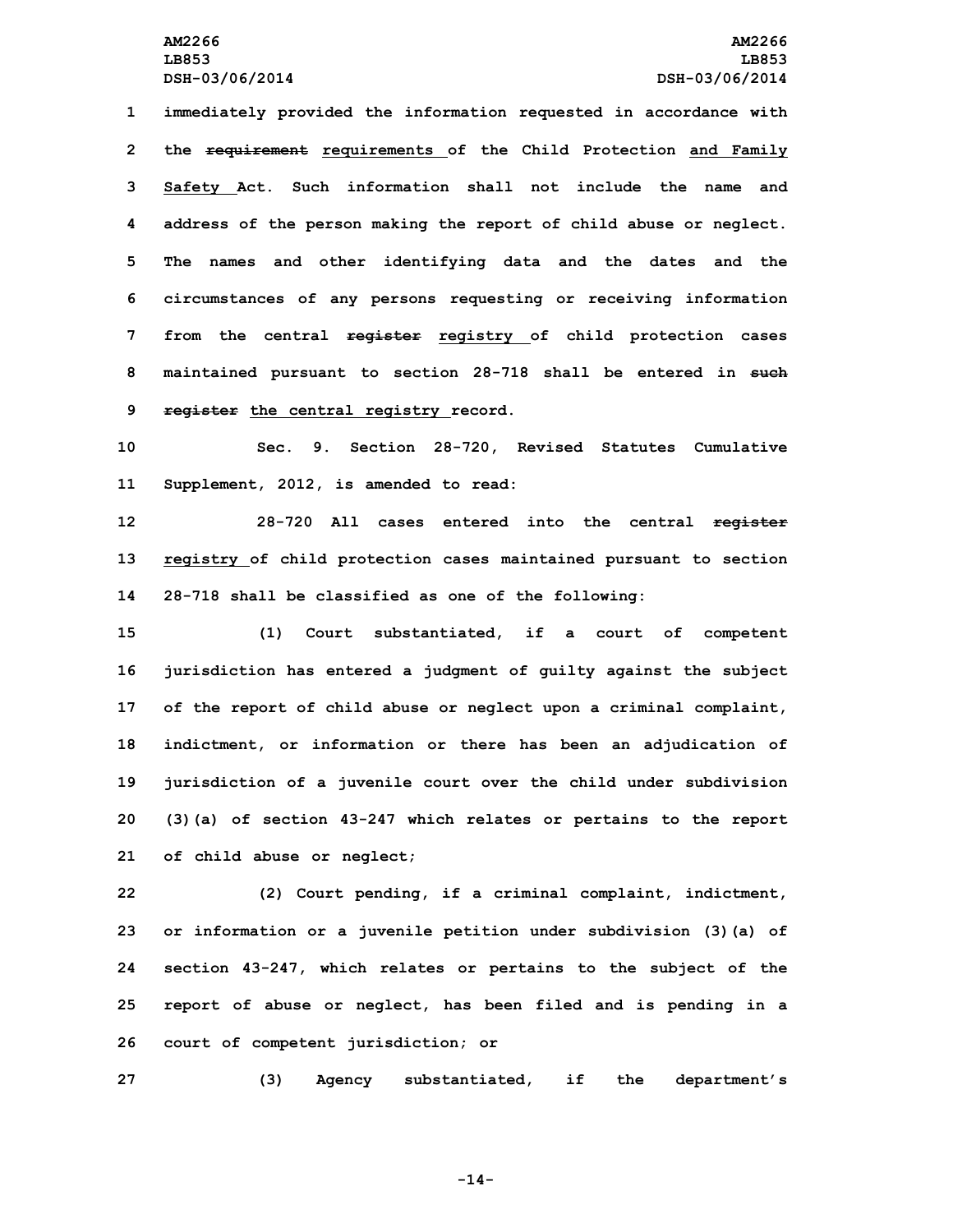immediately provided the information requested in accordance with the ~~requirement~~ requirements of the Child Protection and Family Safety Act. Such information shall not include the name and address of the person making the report of child abuse or neglect. The names and other identifying data and the dates and the circumstances of any persons requesting or receiving information from the central ~~register~~ registry of child protection cases maintained pursuant to section 28-718 shall be entered in ~~such register~~ the central registry record.

Sec. 9. Section 28-720, Revised Statutes Cumulative Supplement, 2012, is amended to read:

28-720 All cases entered into the central ~~register~~ registry of child protection cases maintained pursuant to section 28-718 shall be classified as one of the following:

(1) Court substantiated, if a court of competent jurisdiction has entered a judgment of guilty against the subject of the report of child abuse or neglect upon a criminal complaint, indictment, or information or there has been an adjudication of jurisdiction of a juvenile court over the child under subdivision (3)(a) of section 43-247 which relates or pertains to the report of child abuse or neglect;

(2) Court pending, if a criminal complaint, indictment, or information or a juvenile petition under subdivision (3)(a) of section 43-247, which relates or pertains to the subject of the report of abuse or neglect, has been filed and is pending in a court of competent jurisdiction; or

(3) Agency substantiated, if the department's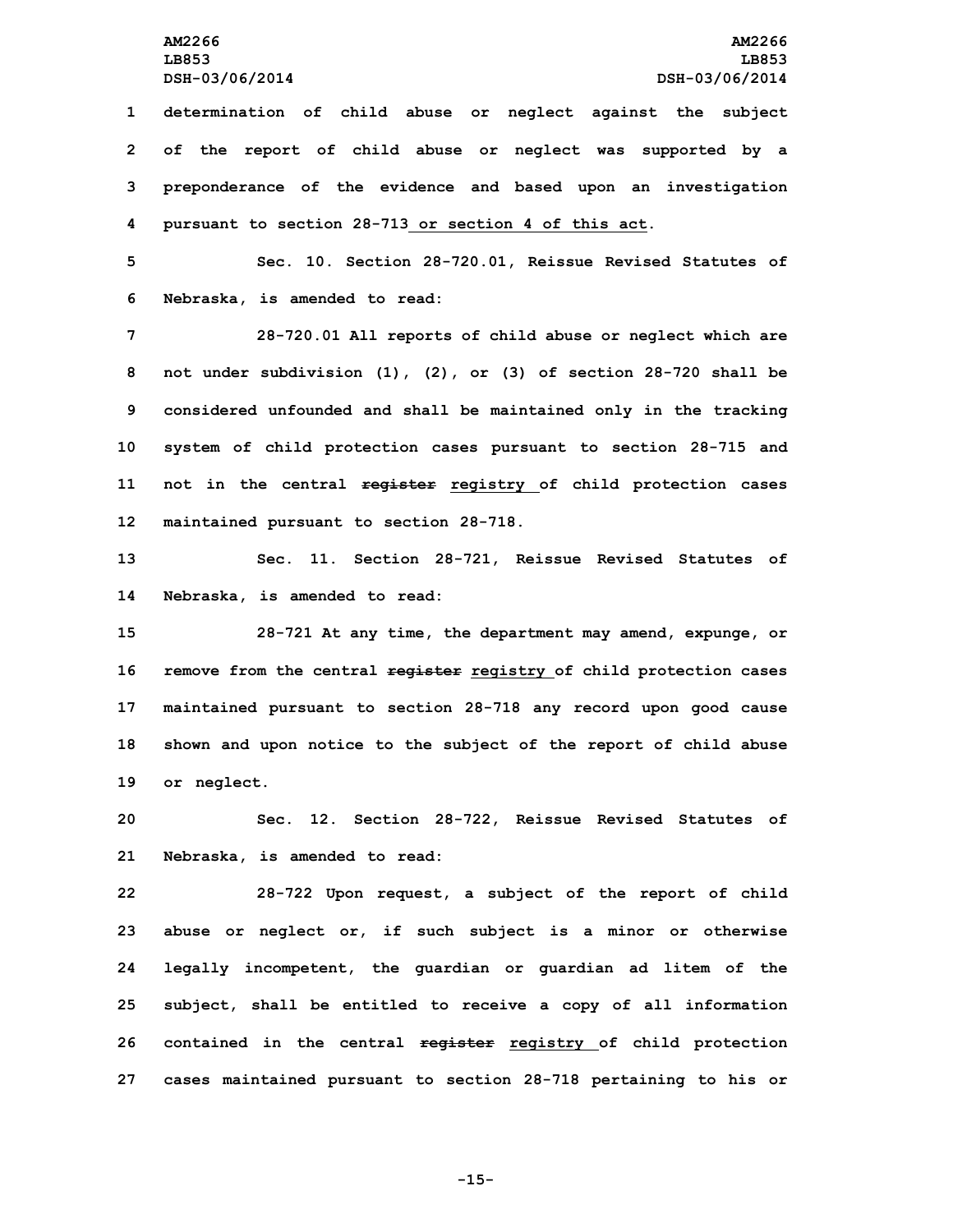determination of child abuse or neglect against the subject of the report of child abuse or neglect was supported by a preponderance of the evidence and based upon an investigation pursuant to section 28-713 or section 4 of this act.

Sec. 10. Section 28-720.01, Reissue Revised Statutes of Nebraska, is amended to read:

28-720.01 All reports of child abuse or neglect which are not under subdivision (1), (2), or (3) of section 28-720 shall be considered unfounded and shall be maintained only in the tracking system of child protection cases pursuant to section 28-715 and not in the central ~~register~~ registry of child protection cases maintained pursuant to section 28-718.

Sec. 11. Section 28-721, Reissue Revised Statutes of Nebraska, is amended to read:

28-721 At any time, the department may amend, expunge, or remove from the central ~~register~~ registry of child protection cases maintained pursuant to section 28-718 any record upon good cause shown and upon notice to the subject of the report of child abuse or neglect.

Sec. 12. Section 28-722, Reissue Revised Statutes of Nebraska, is amended to read:

28-722 Upon request, a subject of the report of child abuse or neglect or, if such subject is a minor or otherwise legally incompetent, the guardian or guardian ad litem of the subject, shall be entitled to receive a copy of all information contained in the central ~~register~~ registry of child protection cases maintained pursuant to section 28-718 pertaining to his or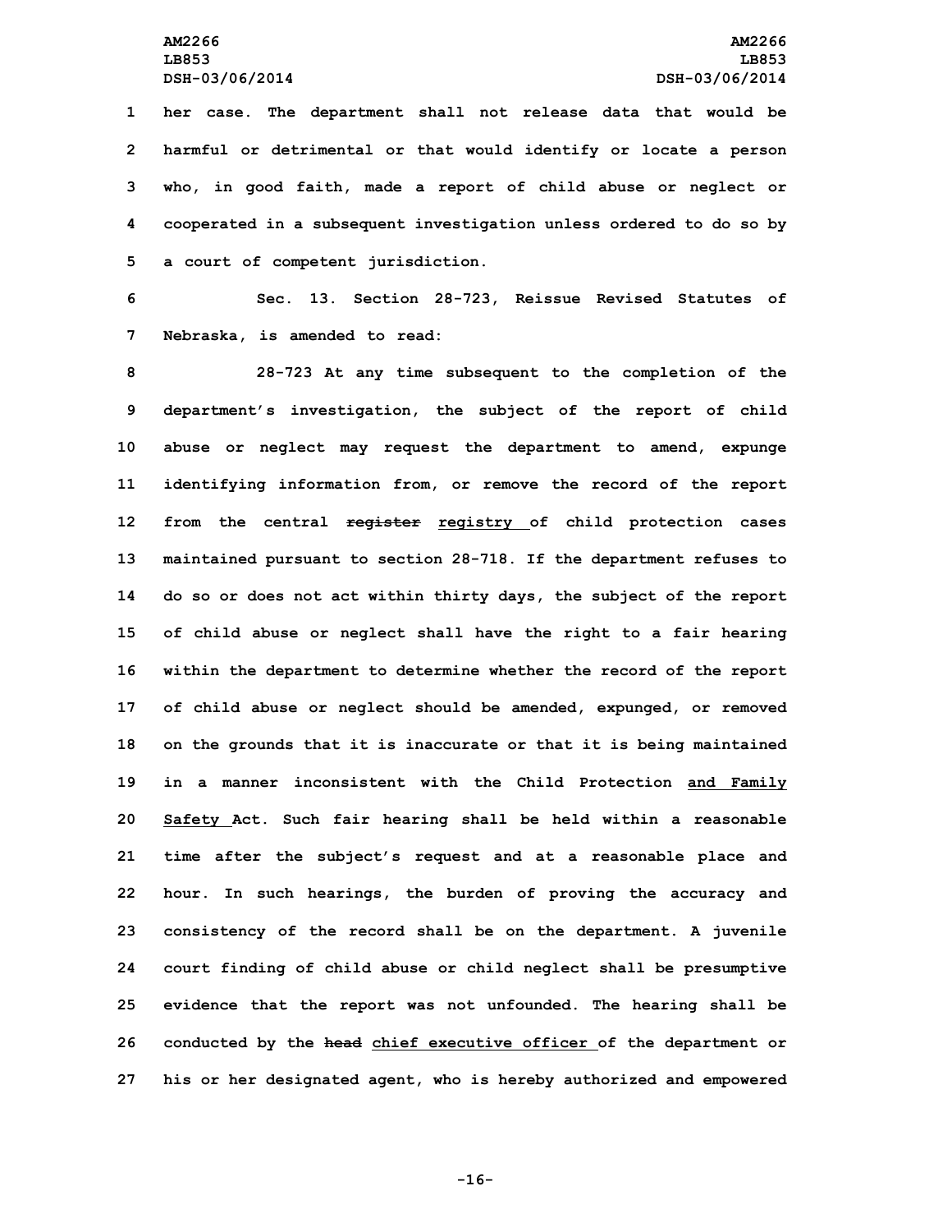her case. The department shall not release data that would be harmful or detrimental or that would identify or locate a person who, in good faith, made a report of child abuse or neglect or cooperated in a subsequent investigation unless ordered to do so by a court of competent jurisdiction.

Sec. 13. Section 28-723, Reissue Revised Statutes of Nebraska, is amended to read:

28-723 At any time subsequent to the completion of the department's investigation, the subject of the report of child abuse or neglect may request the department to amend, expunge identifying information from, or remove the record of the report from the central ~~register~~ registry of child protection cases maintained pursuant to section 28-718. If the department refuses to do so or does not act within thirty days, the subject of the report of child abuse or neglect shall have the right to a fair hearing within the department to determine whether the record of the report of child abuse or neglect should be amended, expunged, or removed on the grounds that it is inaccurate or that it is being maintained in a manner inconsistent with the Child Protection and Family Safety Act. Such fair hearing shall be held within a reasonable time after the subject's request and at a reasonable place and hour. In such hearings, the burden of proving the accuracy and consistency of the record shall be on the department. A juvenile court finding of child abuse or child neglect shall be presumptive evidence that the report was not unfounded. The hearing shall be conducted by the ~~head~~ chief executive officer of the department or his or her designated agent, who is hereby authorized and empowered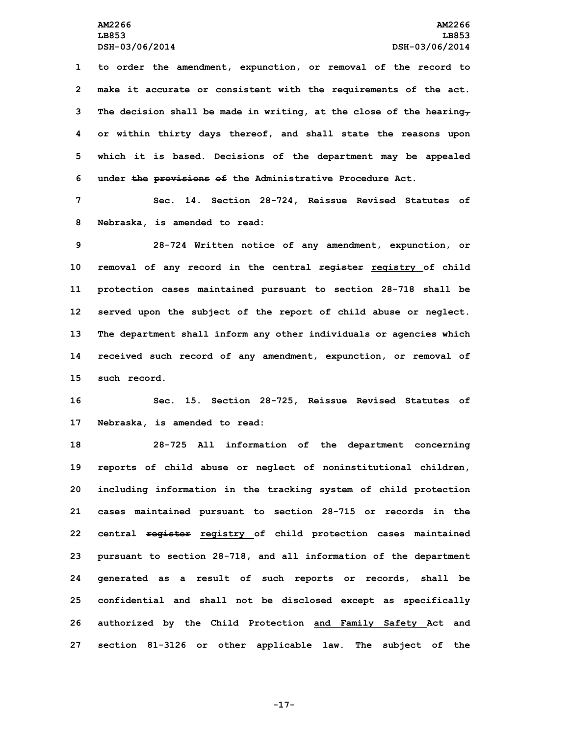to order the amendment, expunction, or removal of the record to make it accurate or consistent with the requirements of the act. The decision shall be made in writing, at the close of the hearing~~,~~ or within thirty days thereof, and shall state the reasons upon which it is based. Decisions of the department may be appealed under ~~the provisions of~~ the Administrative Procedure Act.

Sec. 14. Section 28-724, Reissue Revised Statutes of Nebraska, is amended to read:

28-724 Written notice of any amendment, expunction, or removal of any record in the central ~~register~~ <u>registry</u> of child protection cases maintained pursuant to section 28-718 shall be served upon the subject of the report of child abuse or neglect. The department shall inform any other individuals or agencies which received such record of any amendment, expunction, or removal of such record.

Sec. 15. Section 28-725, Reissue Revised Statutes of Nebraska, is amended to read:

28-725 All information of the department concerning reports of child abuse or neglect of noninstitutional children, including information in the tracking system of child protection cases maintained pursuant to section 28-715 or records in the central ~~register~~ <u>registry</u> of child protection cases maintained pursuant to section 28-718, and all information of the department generated as a result of such reports or records, shall be confidential and shall not be disclosed except as specifically authorized by the Child Protection <u>and Family Safety</u> Act and section 81-3126 or other applicable law. The subject of the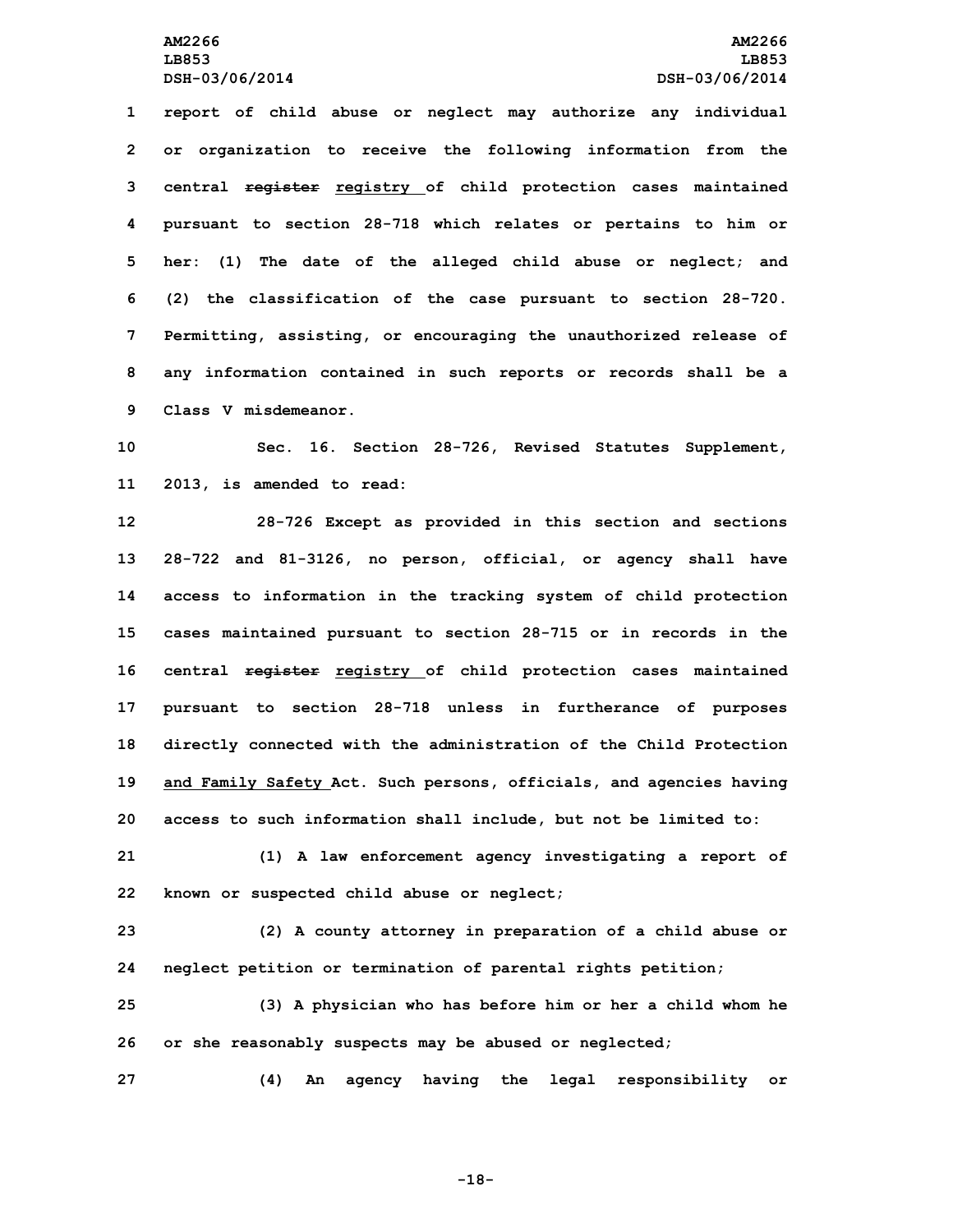report of child abuse or neglect may authorize any individual or organization to receive the following information from the central ~~register~~ registry of child protection cases maintained pursuant to section 28-718 which relates or pertains to him or her: (1) The date of the alleged child abuse or neglect; and (2) the classification of the case pursuant to section 28-720. Permitting, assisting, or encouraging the unauthorized release of any information contained in such reports or records shall be a Class V misdemeanor.

Sec. 16. Section 28-726, Revised Statutes Supplement, 2013, is amended to read:

28-726 Except as provided in this section and sections 28-722 and 81-3126, no person, official, or agency shall have access to information in the tracking system of child protection cases maintained pursuant to section 28-715 or in records in the central ~~register~~ registry of child protection cases maintained pursuant to section 28-718 unless in furtherance of purposes directly connected with the administration of the Child Protection and Family Safety Act. Such persons, officials, and agencies having access to such information shall include, but not be limited to:

(1) A law enforcement agency investigating a report of known or suspected child abuse or neglect;

(2) A county attorney in preparation of a child abuse or neglect petition or termination of parental rights petition;

(3) A physician who has before him or her a child whom he or she reasonably suspects may be abused or neglected;

(4) An agency having the legal responsibility or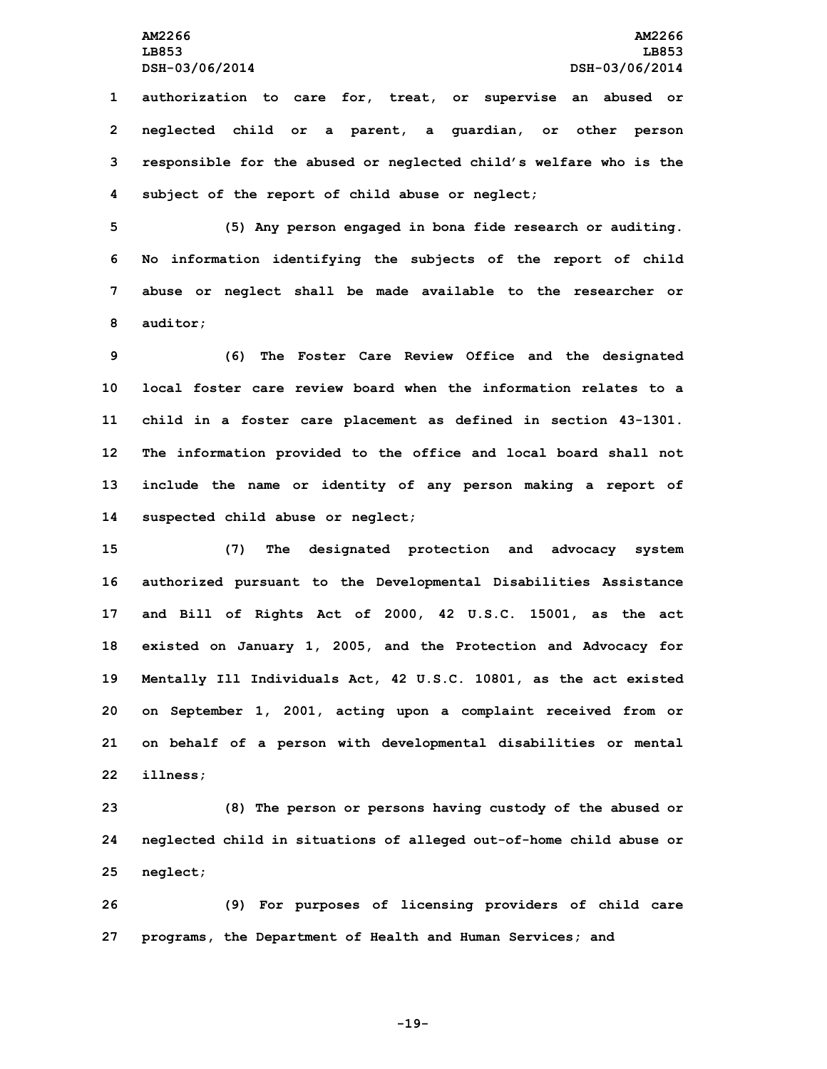authorization to care for, treat, or supervise an abused or neglected child or a parent, a guardian, or other person responsible for the abused or neglected child's welfare who is the subject of the report of child abuse or neglect;

(5) Any person engaged in bona fide research or auditing. No information identifying the subjects of the report of child abuse or neglect shall be made available to the researcher or auditor;

(6) The Foster Care Review Office and the designated local foster care review board when the information relates to a child in a foster care placement as defined in section 43-1301. The information provided to the office and local board shall not include the name or identity of any person making a report of suspected child abuse or neglect;

(7) The designated protection and advocacy system authorized pursuant to the Developmental Disabilities Assistance and Bill of Rights Act of 2000, 42 U.S.C. 15001, as the act existed on January 1, 2005, and the Protection and Advocacy for Mentally Ill Individuals Act, 42 U.S.C. 10801, as the act existed on September 1, 2001, acting upon a complaint received from or on behalf of a person with developmental disabilities or mental illness;

(8) The person or persons having custody of the abused or neglected child in situations of alleged out-of-home child abuse or neglect;

(9) For purposes of licensing providers of child care programs, the Department of Health and Human Services; and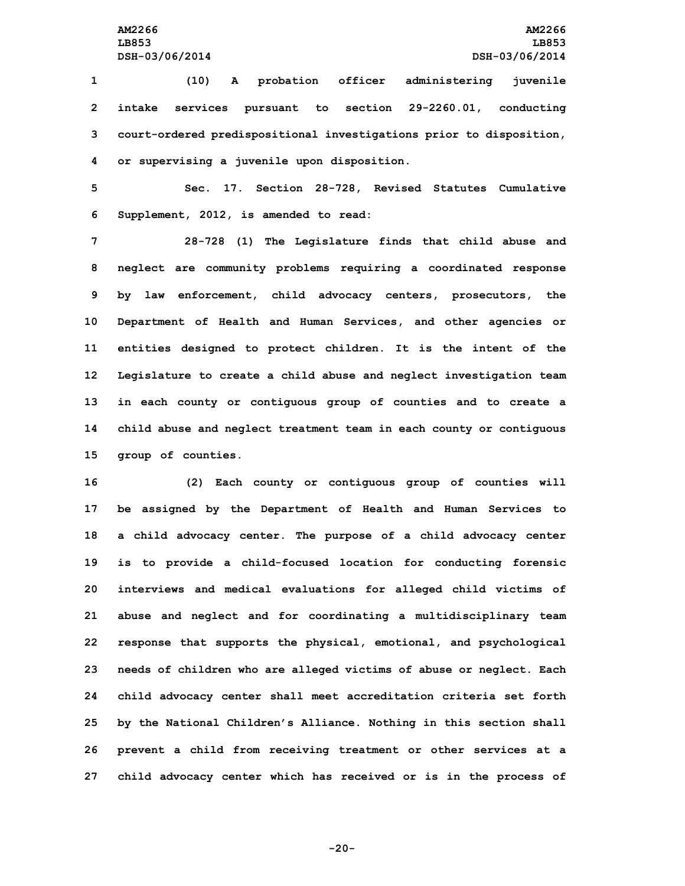(10) A probation officer administering juvenile intake services pursuant to section 29-2260.01, conducting court-ordered predispositional investigations prior to disposition, or supervising a juvenile upon disposition.

Sec. 17. Section 28-728, Revised Statutes Cumulative Supplement, 2012, is amended to read:

28-728 (1) The Legislature finds that child abuse and neglect are community problems requiring a coordinated response by law enforcement, child advocacy centers, prosecutors, the Department of Health and Human Services, and other agencies or entities designed to protect children. It is the intent of the Legislature to create a child abuse and neglect investigation team in each county or contiguous group of counties and to create a child abuse and neglect treatment team in each county or contiguous group of counties.

(2) Each county or contiguous group of counties will be assigned by the Department of Health and Human Services to a child advocacy center. The purpose of a child advocacy center is to provide a child-focused location for conducting forensic interviews and medical evaluations for alleged child victims of abuse and neglect and for coordinating a multidisciplinary team response that supports the physical, emotional, and psychological needs of children who are alleged victims of abuse or neglect. Each child advocacy center shall meet accreditation criteria set forth by the National Children's Alliance. Nothing in this section shall prevent a child from receiving treatment or other services at a child advocacy center which has received or is in the process of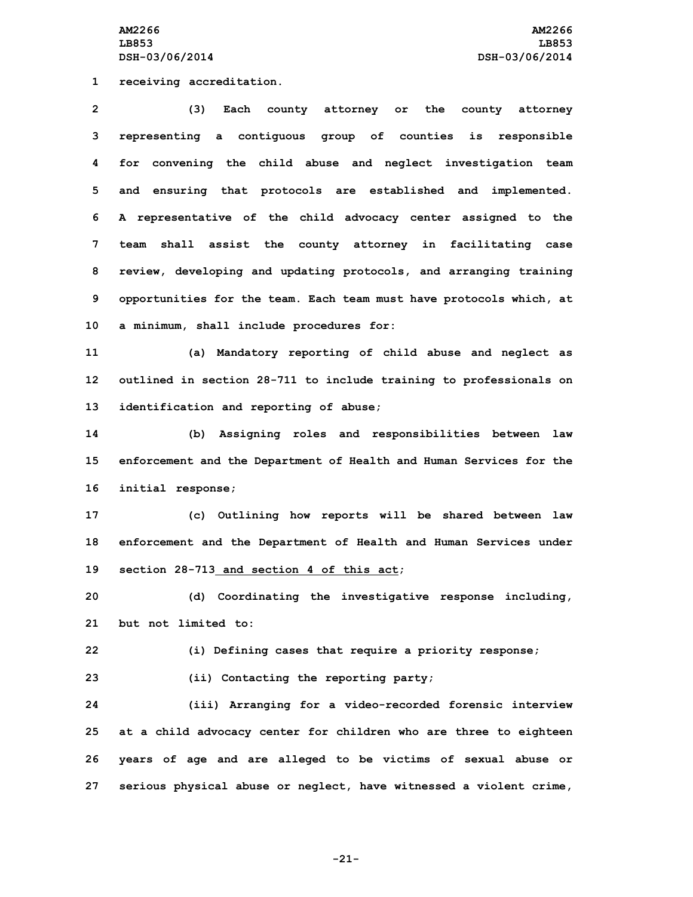receiving accreditation.

(3) Each county attorney or the county attorney representing a contiguous group of counties is responsible for convening the child abuse and neglect investigation team and ensuring that protocols are established and implemented. A representative of the child advocacy center assigned to the team shall assist the county attorney in facilitating case review, developing and updating protocols, and arranging training opportunities for the team. Each team must have protocols which, at a minimum, shall include procedures for:

(a) Mandatory reporting of child abuse and neglect as outlined in section 28-711 to include training to professionals on identification and reporting of abuse;

(b) Assigning roles and responsibilities between law enforcement and the Department of Health and Human Services for the initial response;

(c) Outlining how reports will be shared between law enforcement and the Department of Health and Human Services under section 28-713 and section 4 of this act;

(d) Coordinating the investigative response including, but not limited to:

(i) Defining cases that require a priority response;

(ii) Contacting the reporting party;

(iii) Arranging for a video-recorded forensic interview at a child advocacy center for children who are three to eighteen years of age and are alleged to be victims of sexual abuse or serious physical abuse or neglect, have witnessed a violent crime,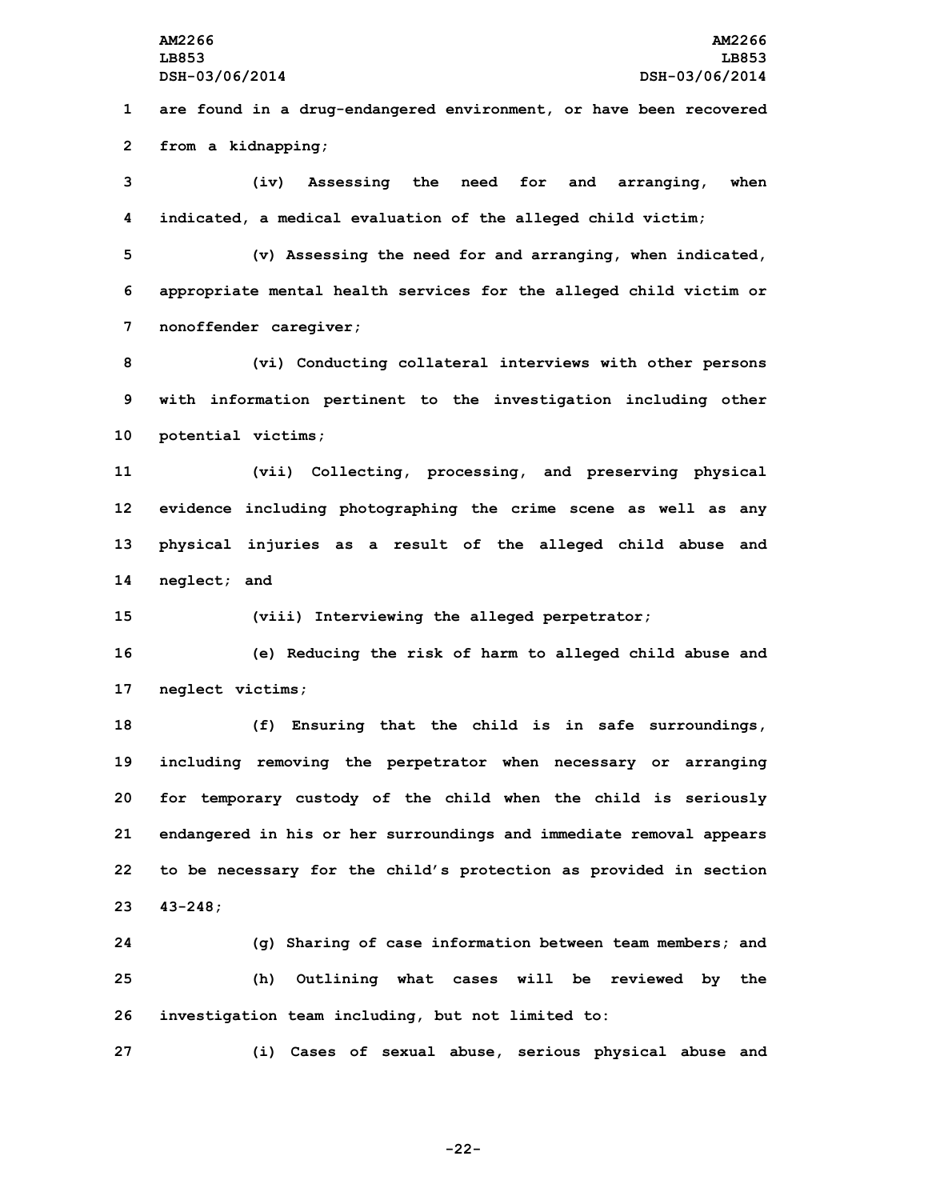are found in a drug-endangered environment, or have been recovered from a kidnapping;

(iv) Assessing the need for and arranging, when indicated, a medical evaluation of the alleged child victim;

(v) Assessing the need for and arranging, when indicated, appropriate mental health services for the alleged child victim or nonoffender caregiver;

(vi) Conducting collateral interviews with other persons with information pertinent to the investigation including other potential victims;

(vii) Collecting, processing, and preserving physical evidence including photographing the crime scene as well as any physical injuries as a result of the alleged child abuse and neglect; and

(viii) Interviewing the alleged perpetrator;

(e) Reducing the risk of harm to alleged child abuse and neglect victims;

(f) Ensuring that the child is in safe surroundings, including removing the perpetrator when necessary or arranging for temporary custody of the child when the child is seriously endangered in his or her surroundings and immediate removal appears to be necessary for the child's protection as provided in section 43-248;

(g) Sharing of case information between team members; and

(h) Outlining what cases will be reviewed by the investigation team including, but not limited to:

(i) Cases of sexual abuse, serious physical abuse and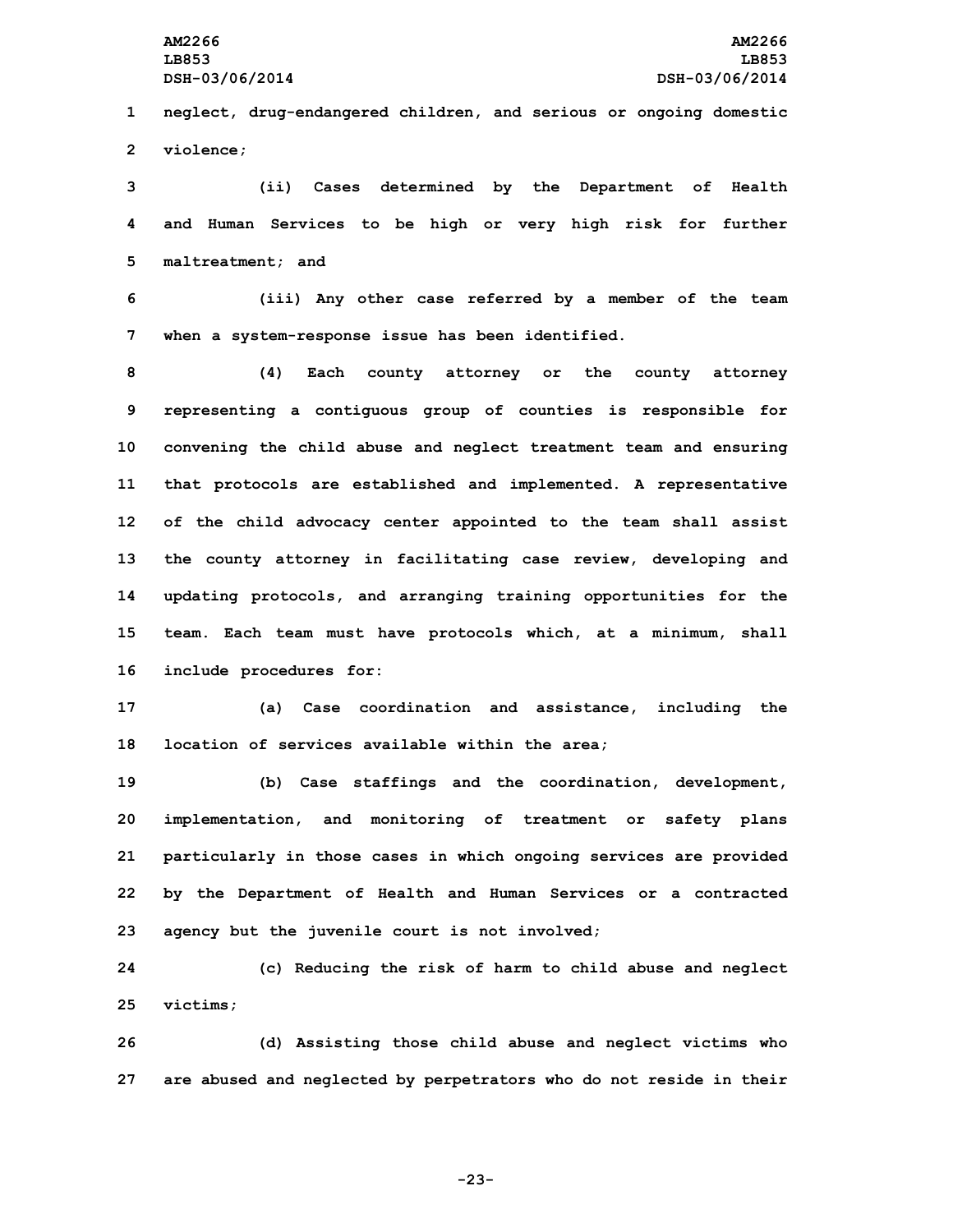neglect, drug-endangered children, and serious or ongoing domestic violence;

(ii) Cases determined by the Department of Health and Human Services to be high or very high risk for further maltreatment; and

(iii) Any other case referred by a member of the team when a system-response issue has been identified.

(4) Each county attorney or the county attorney representing a contiguous group of counties is responsible for convening the child abuse and neglect treatment team and ensuring that protocols are established and implemented. A representative of the child advocacy center appointed to the team shall assist the county attorney in facilitating case review, developing and updating protocols, and arranging training opportunities for the team. Each team must have protocols which, at a minimum, shall include procedures for:

(a) Case coordination and assistance, including the location of services available within the area;

(b) Case staffings and the coordination, development, implementation, and monitoring of treatment or safety plans particularly in those cases in which ongoing services are provided by the Department of Health and Human Services or a contracted agency but the juvenile court is not involved;

(c) Reducing the risk of harm to child abuse and neglect victims;

(d) Assisting those child abuse and neglect victims who are abused and neglected by perpetrators who do not reside in their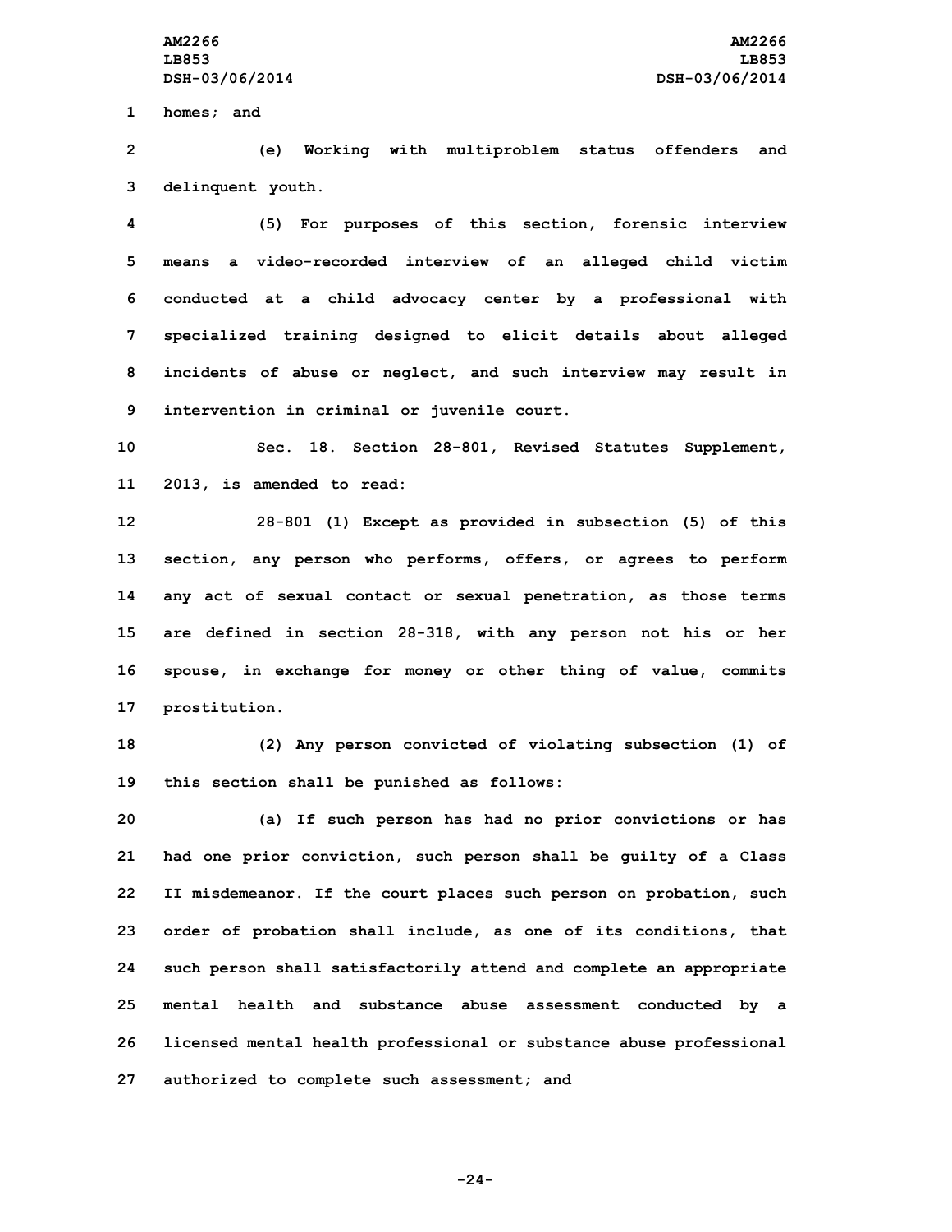homes; and

(e) Working with multiproblem status offenders and delinquent youth.

(5) For purposes of this section, forensic interview means a video-recorded interview of an alleged child victim conducted at a child advocacy center by a professional with specialized training designed to elicit details about alleged incidents of abuse or neglect, and such interview may result in intervention in criminal or juvenile court.

Sec. 18. Section 28-801, Revised Statutes Supplement, 2013, is amended to read:

28-801 (1) Except as provided in subsection (5) of this section, any person who performs, offers, or agrees to perform any act of sexual contact or sexual penetration, as those terms are defined in section 28-318, with any person not his or her spouse, in exchange for money or other thing of value, commits prostitution.

(2) Any person convicted of violating subsection (1) of this section shall be punished as follows:

(a) If such person has had no prior convictions or has had one prior conviction, such person shall be guilty of a Class II misdemeanor. If the court places such person on probation, such order of probation shall include, as one of its conditions, that such person shall satisfactorily attend and complete an appropriate mental health and substance abuse assessment conducted by a licensed mental health professional or substance abuse professional authorized to complete such assessment; and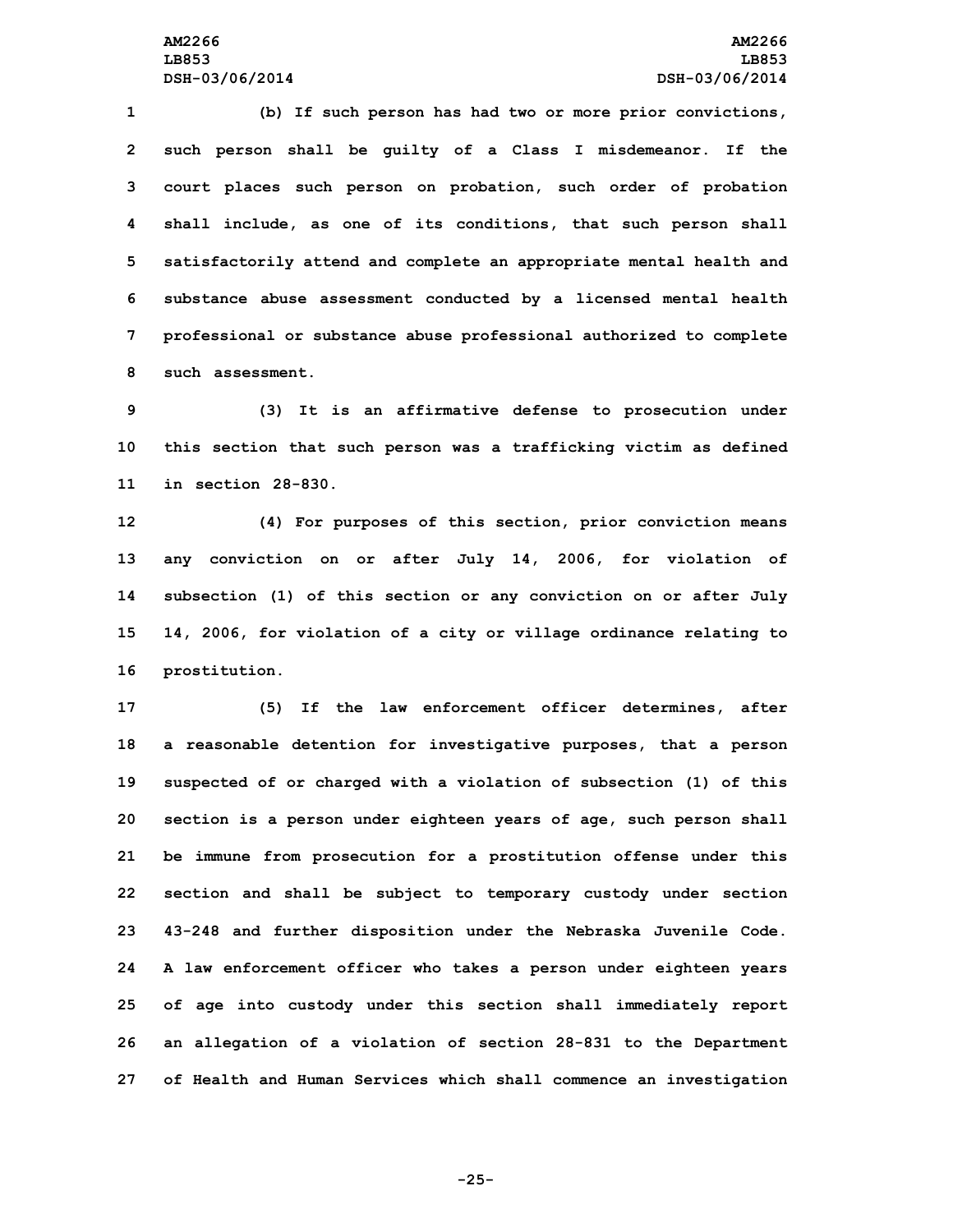(b) If such person has had two or more prior convictions, such person shall be guilty of a Class I misdemeanor. If the court places such person on probation, such order of probation shall include, as one of its conditions, that such person shall satisfactorily attend and complete an appropriate mental health and substance abuse assessment conducted by a licensed mental health professional or substance abuse professional authorized to complete such assessment.

(3) It is an affirmative defense to prosecution under this section that such person was a trafficking victim as defined in section 28-830.

(4) For purposes of this section, prior conviction means any conviction on or after July 14, 2006, for violation of subsection (1) of this section or any conviction on or after July 14, 2006, for violation of a city or village ordinance relating to prostitution.

(5) If the law enforcement officer determines, after a reasonable detention for investigative purposes, that a person suspected of or charged with a violation of subsection (1) of this section is a person under eighteen years of age, such person shall be immune from prosecution for a prostitution offense under this section and shall be subject to temporary custody under section 43-248 and further disposition under the Nebraska Juvenile Code. A law enforcement officer who takes a person under eighteen years of age into custody under this section shall immediately report an allegation of a violation of section 28-831 to the Department of Health and Human Services which shall commence an investigation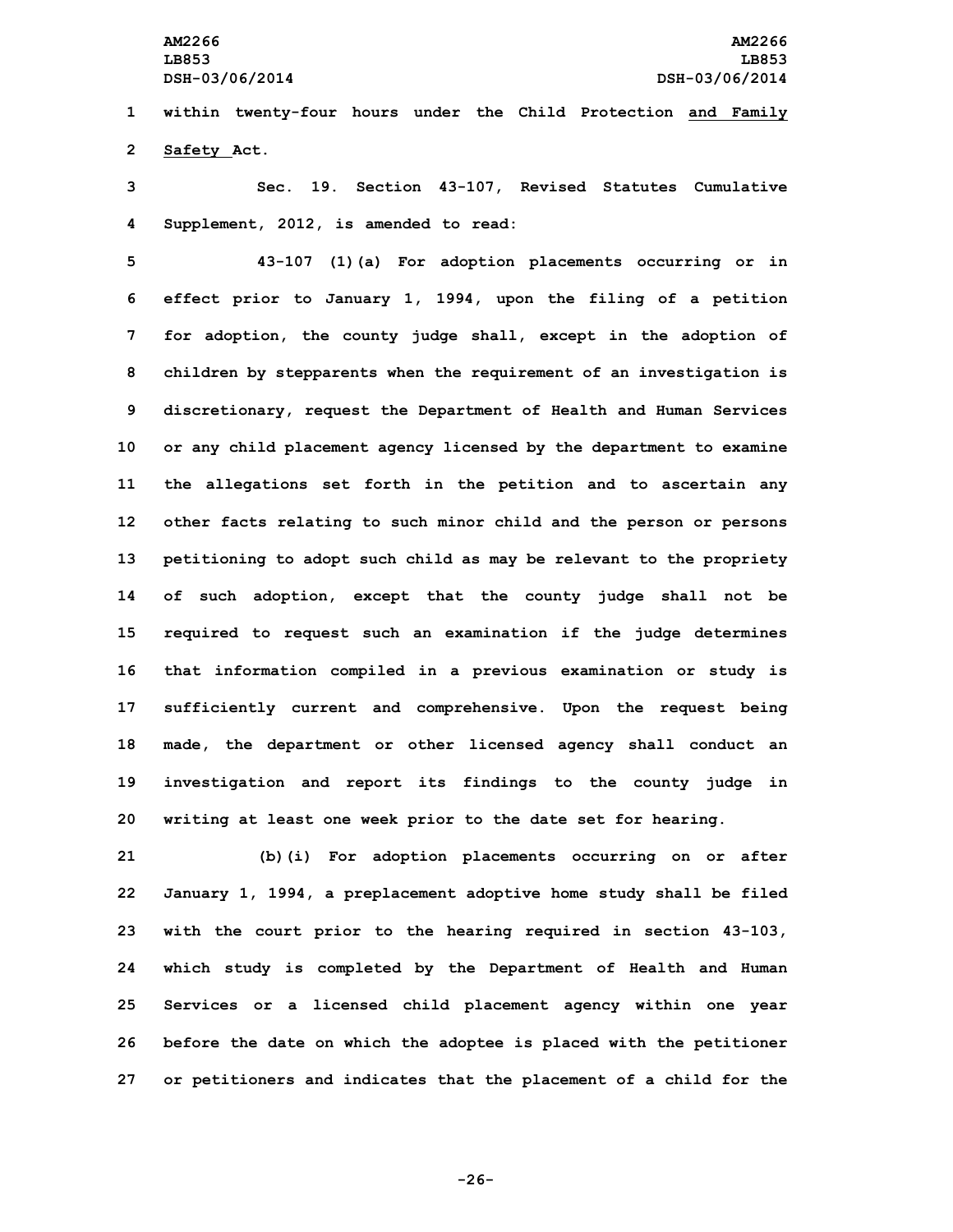within twenty-four hours under the Child Protection and Family Safety Act.

Sec. 19. Section 43-107, Revised Statutes Cumulative Supplement, 2012, is amended to read:

43-107 (1)(a) For adoption placements occurring or in effect prior to January 1, 1994, upon the filing of a petition for adoption, the county judge shall, except in the adoption of children by stepparents when the requirement of an investigation is discretionary, request the Department of Health and Human Services or any child placement agency licensed by the department to examine the allegations set forth in the petition and to ascertain any other facts relating to such minor child and the person or persons petitioning to adopt such child as may be relevant to the propriety of such adoption, except that the county judge shall not be required to request such an examination if the judge determines that information compiled in a previous examination or study is sufficiently current and comprehensive. Upon the request being made, the department or other licensed agency shall conduct an investigation and report its findings to the county judge in writing at least one week prior to the date set for hearing.

(b)(i) For adoption placements occurring on or after January 1, 1994, a preplacement adoptive home study shall be filed with the court prior to the hearing required in section 43-103, which study is completed by the Department of Health and Human Services or a licensed child placement agency within one year before the date on which the adoptee is placed with the petitioner or petitioners and indicates that the placement of a child for the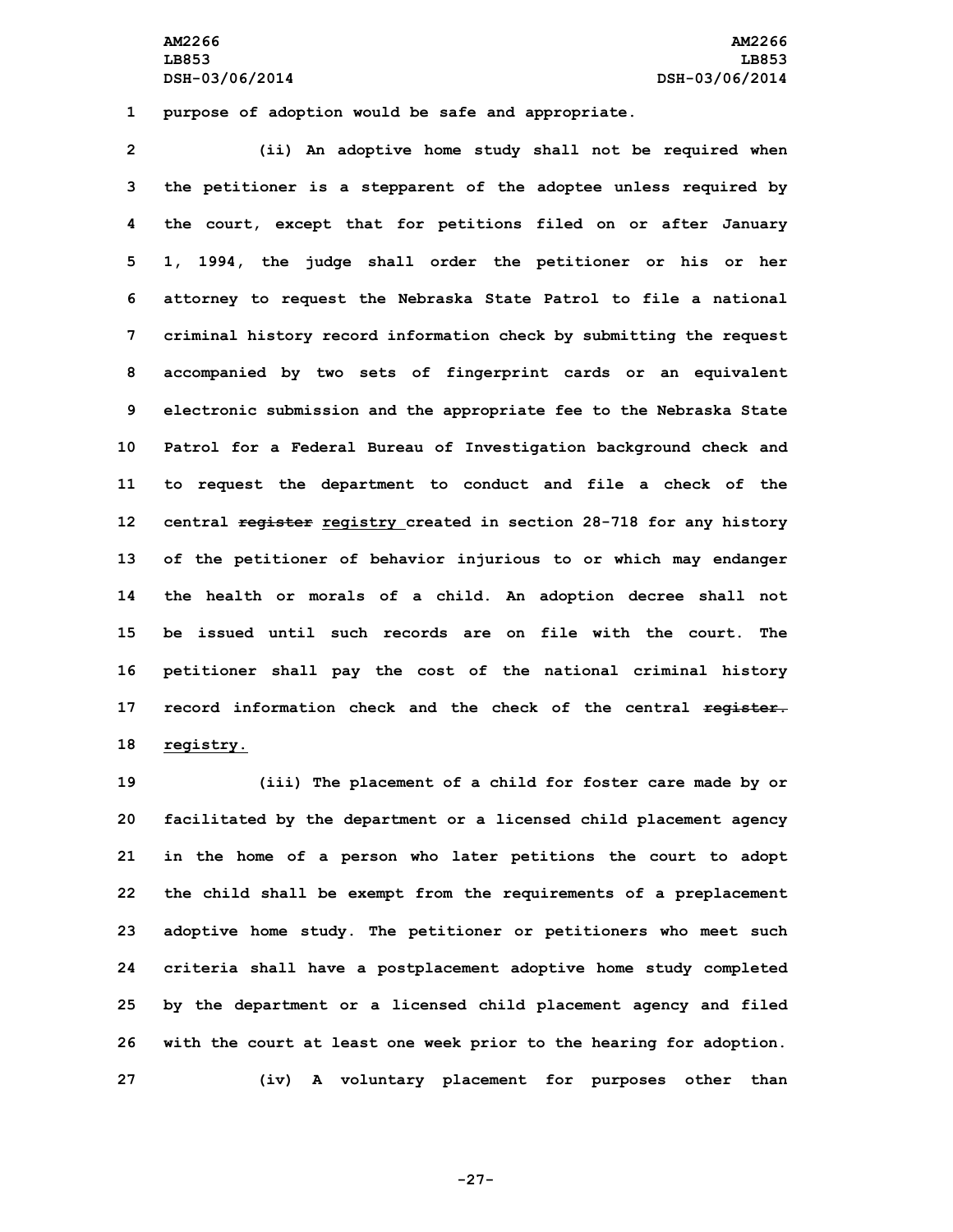purpose of adoption would be safe and appropriate.

(ii) An adoptive home study shall not be required when the petitioner is a stepparent of the adoptee unless required by the court, except that for petitions filed on or after January 1, 1994, the judge shall order the petitioner or his or her attorney to request the Nebraska State Patrol to file a national criminal history record information check by submitting the request accompanied by two sets of fingerprint cards or an equivalent electronic submission and the appropriate fee to the Nebraska State Patrol for a Federal Bureau of Investigation background check and to request the department to conduct and file a check of the central ~~register~~ <u>registry</u> created in section 28-718 for any history of the petitioner of behavior injurious to or which may endanger the health or morals of a child. An adoption decree shall not be issued until such records are on file with the court. The petitioner shall pay the cost of the national criminal history record information check and the check of the central ~~register.~~ <u>registry.</u>

(iii) The placement of a child for foster care made by or facilitated by the department or a licensed child placement agency in the home of a person who later petitions the court to adopt the child shall be exempt from the requirements of a preplacement adoptive home study. The petitioner or petitioners who meet such criteria shall have a postplacement adoptive home study completed by the department or a licensed child placement agency and filed with the court at least one week prior to the hearing for adoption.

(iv) A voluntary placement for purposes other than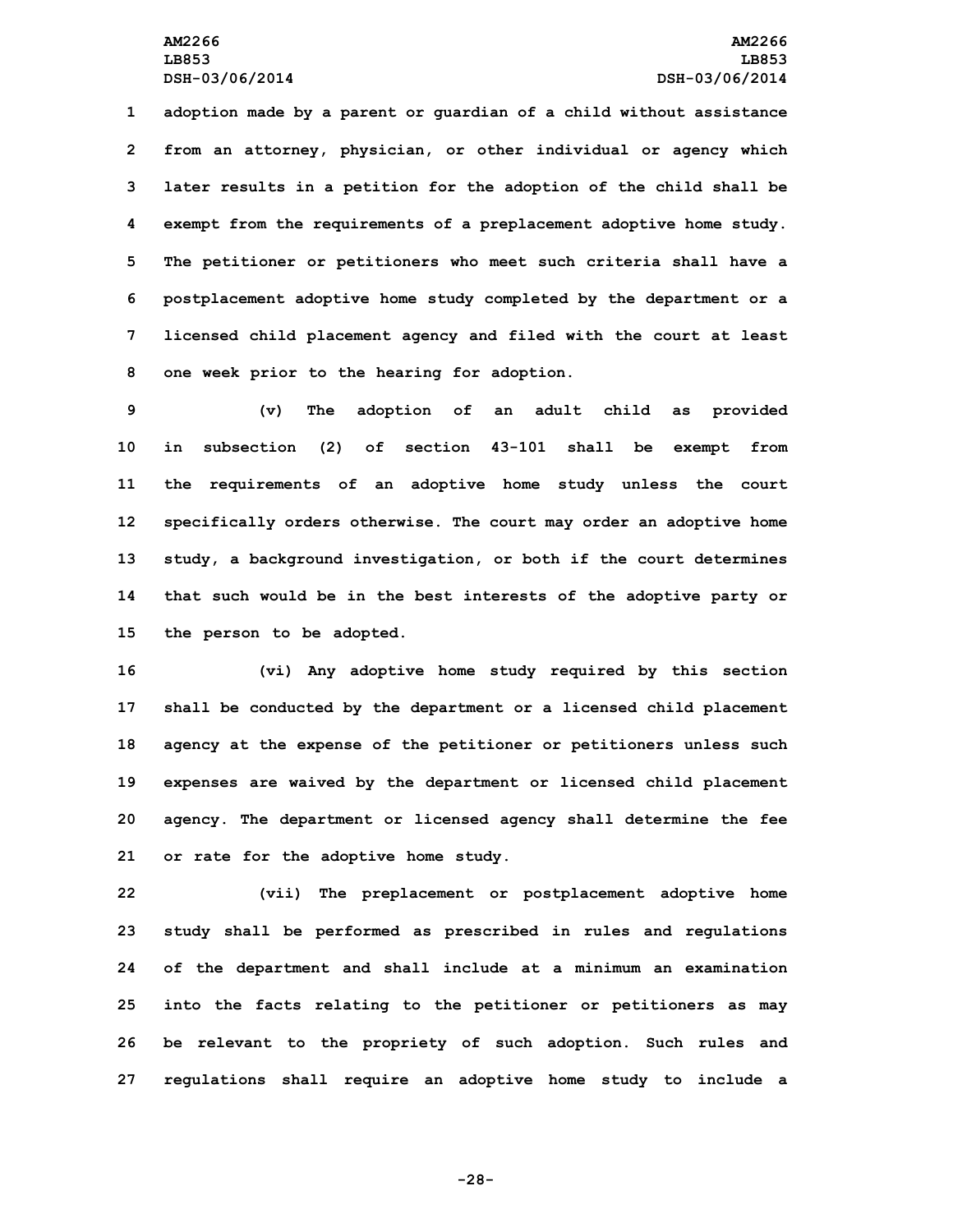adoption made by a parent or guardian of a child without assistance from an attorney, physician, or other individual or agency which later results in a petition for the adoption of the child shall be exempt from the requirements of a preplacement adoptive home study. The petitioner or petitioners who meet such criteria shall have a postplacement adoptive home study completed by the department or a licensed child placement agency and filed with the court at least one week prior to the hearing for adoption.

(v) The adoption of an adult child as provided in subsection (2) of section 43-101 shall be exempt from the requirements of an adoptive home study unless the court specifically orders otherwise. The court may order an adoptive home study, a background investigation, or both if the court determines that such would be in the best interests of the adoptive party or the person to be adopted.

(vi) Any adoptive home study required by this section shall be conducted by the department or a licensed child placement agency at the expense of the petitioner or petitioners unless such expenses are waived by the department or licensed child placement agency. The department or licensed agency shall determine the fee or rate for the adoptive home study.

(vii) The preplacement or postplacement adoptive home study shall be performed as prescribed in rules and regulations of the department and shall include at a minimum an examination into the facts relating to the petitioner or petitioners as may be relevant to the propriety of such adoption. Such rules and regulations shall require an adoptive home study to include a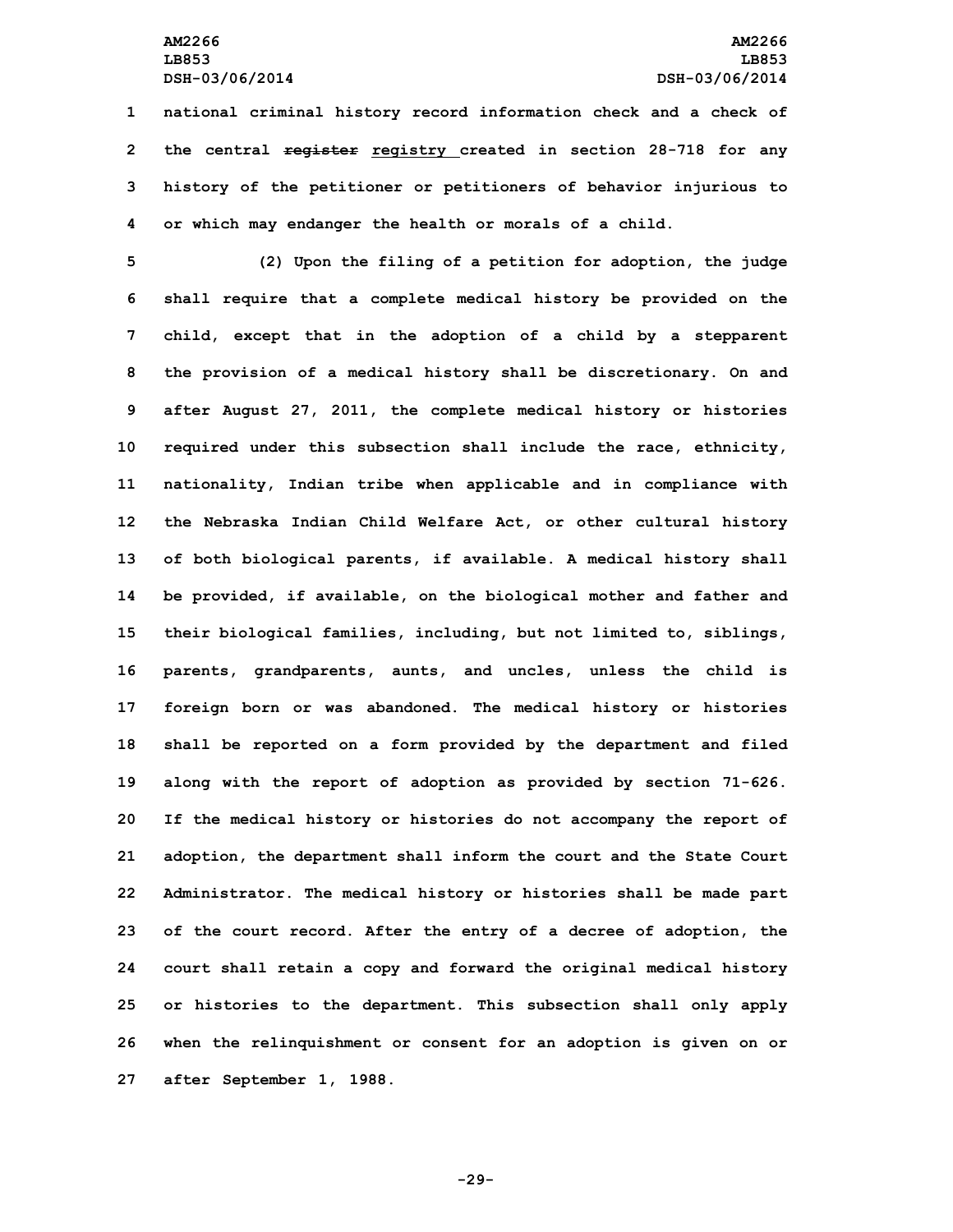national criminal history record information check and a check of the central ~~register~~ registry created in section 28-718 for any history of the petitioner or petitioners of behavior injurious to or which may endanger the health or morals of a child.

(2) Upon the filing of a petition for adoption, the judge shall require that a complete medical history be provided on the child, except that in the adoption of a child by a stepparent the provision of a medical history shall be discretionary. On and after August 27, 2011, the complete medical history or histories required under this subsection shall include the race, ethnicity, nationality, Indian tribe when applicable and in compliance with the Nebraska Indian Child Welfare Act, or other cultural history of both biological parents, if available. A medical history shall be provided, if available, on the biological mother and father and their biological families, including, but not limited to, siblings, parents, grandparents, aunts, and uncles, unless the child is foreign born or was abandoned. The medical history or histories shall be reported on a form provided by the department and filed along with the report of adoption as provided by section 71-626. If the medical history or histories do not accompany the report of adoption, the department shall inform the court and the State Court Administrator. The medical history or histories shall be made part of the court record. After the entry of a decree of adoption, the court shall retain a copy and forward the original medical history or histories to the department. This subsection shall only apply when the relinquishment or consent for an adoption is given on or after September 1, 1988.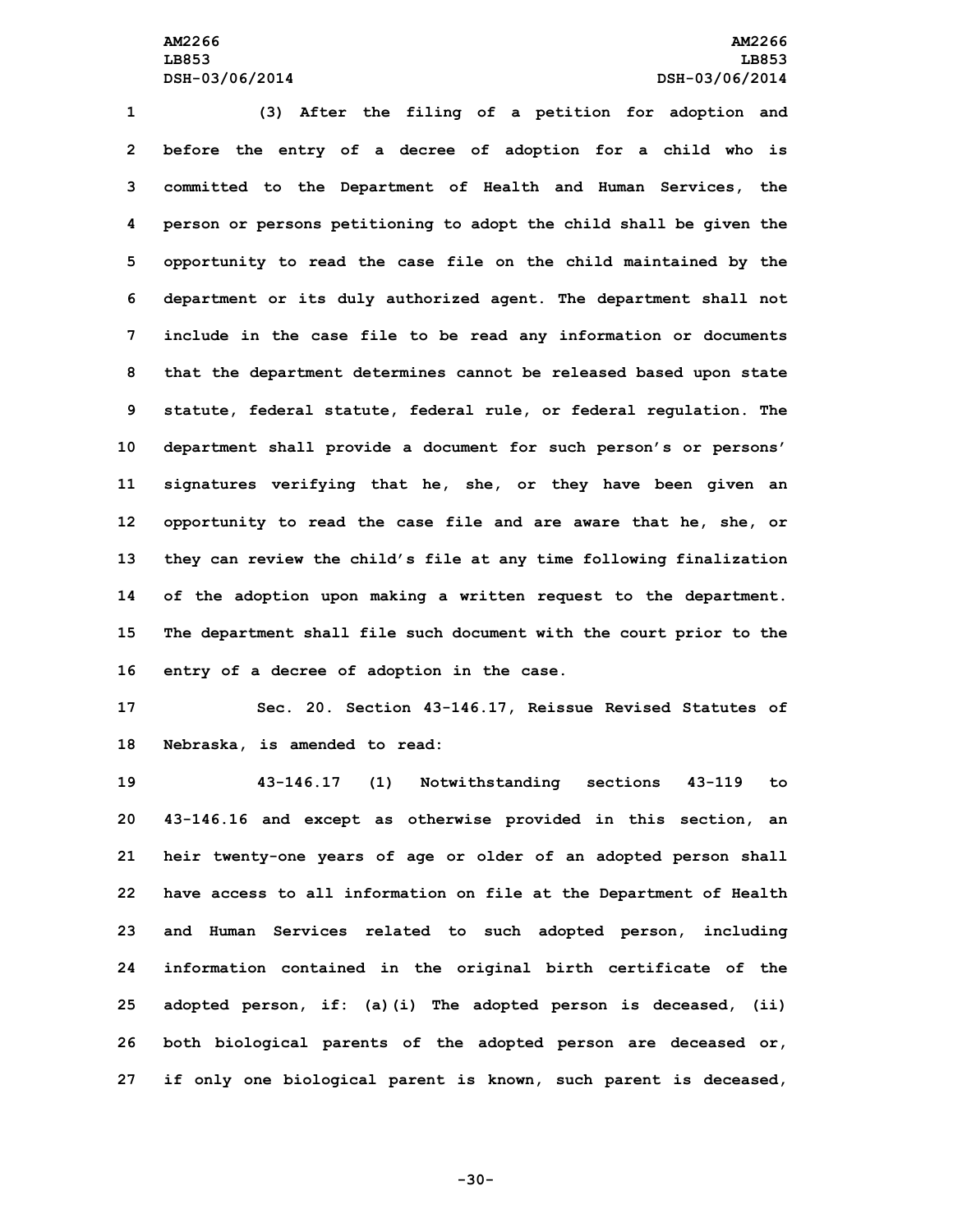(3) After the filing of a petition for adoption and before the entry of a decree of adoption for a child who is committed to the Department of Health and Human Services, the person or persons petitioning to adopt the child shall be given the opportunity to read the case file on the child maintained by the department or its duly authorized agent. The department shall not include in the case file to be read any information or documents that the department determines cannot be released based upon state statute, federal statute, federal rule, or federal regulation. The department shall provide a document for such person's or persons' signatures verifying that he, she, or they have been given an opportunity to read the case file and are aware that he, she, or they can review the child's file at any time following finalization of the adoption upon making a written request to the department. The department shall file such document with the court prior to the entry of a decree of adoption in the case.

Sec. 20. Section 43-146.17, Reissue Revised Statutes of Nebraska, is amended to read:

43-146.17 (1) Notwithstanding sections 43-119 to 43-146.16 and except as otherwise provided in this section, an heir twenty-one years of age or older of an adopted person shall have access to all information on file at the Department of Health and Human Services related to such adopted person, including information contained in the original birth certificate of the adopted person, if: (a)(i) The adopted person is deceased, (ii) both biological parents of the adopted person are deceased or, if only one biological parent is known, such parent is deceased,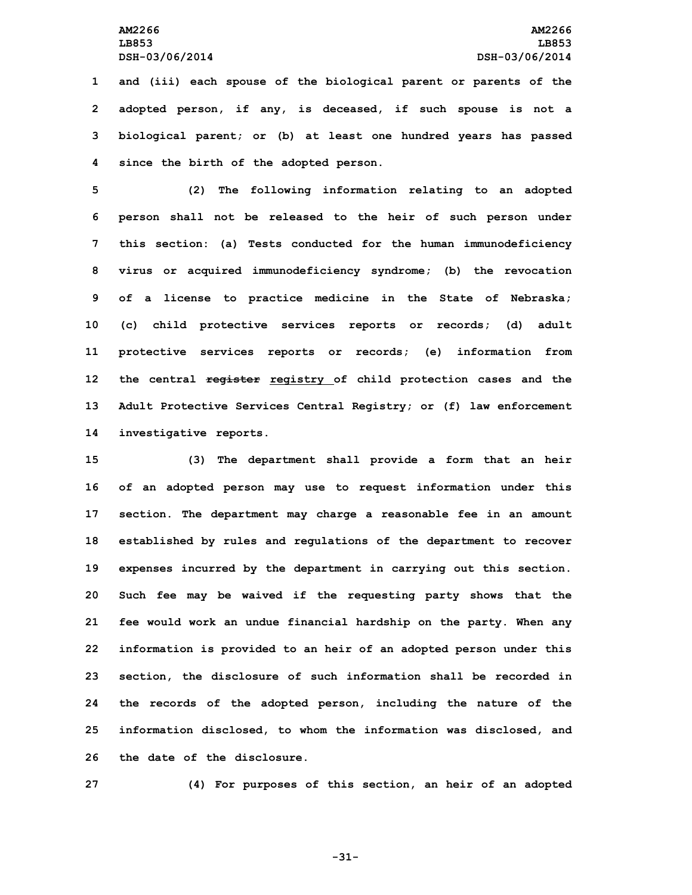and (iii) each spouse of the biological parent or parents of the adopted person, if any, is deceased, if such spouse is not a biological parent; or (b) at least one hundred years has passed since the birth of the adopted person.

(2) The following information relating to an adopted person shall not be released to the heir of such person under this section: (a) Tests conducted for the human immunodeficiency virus or acquired immunodeficiency syndrome; (b) the revocation of a license to practice medicine in the State of Nebraska; (c) child protective services reports or records; (d) adult protective services reports or records; (e) information from the central ~~register~~ registry of child protection cases and the Adult Protective Services Central Registry; or (f) law enforcement investigative reports.

(3) The department shall provide a form that an heir of an adopted person may use to request information under this section. The department may charge a reasonable fee in an amount established by rules and regulations of the department to recover expenses incurred by the department in carrying out this section. Such fee may be waived if the requesting party shows that the fee would work an undue financial hardship on the party. When any information is provided to an heir of an adopted person under this section, the disclosure of such information shall be recorded in the records of the adopted person, including the nature of the information disclosed, to whom the information was disclosed, and the date of the disclosure.

(4) For purposes of this section, an heir of an adopted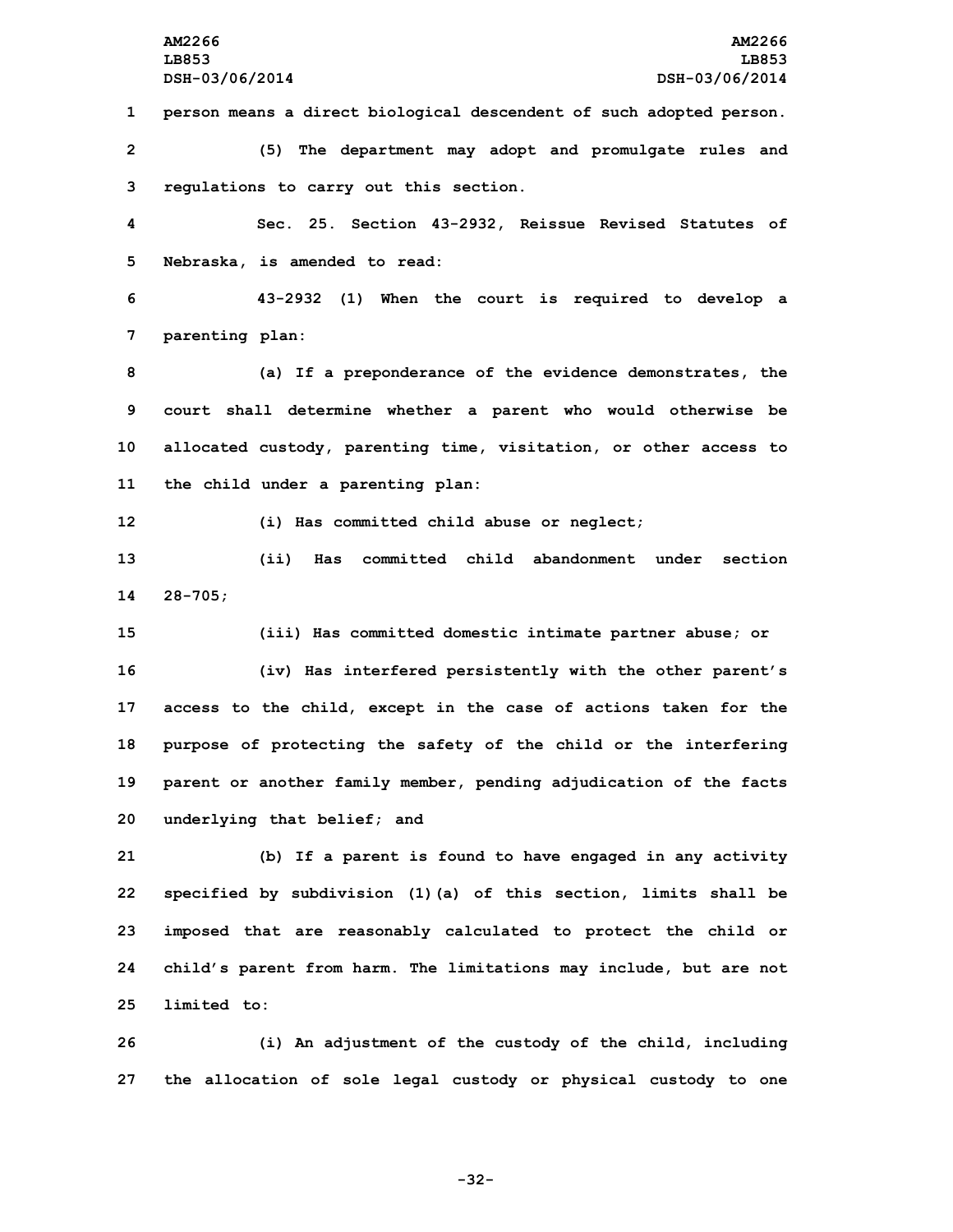person means a direct biological descendent of such adopted person.

(5) The department may adopt and promulgate rules and regulations to carry out this section.

Sec. 25. Section 43-2932, Reissue Revised Statutes of Nebraska, is amended to read:

43-2932 (1) When the court is required to develop a parenting plan:

(a) If a preponderance of the evidence demonstrates, the court shall determine whether a parent who would otherwise be allocated custody, parenting time, visitation, or other access to the child under a parenting plan:

(i) Has committed child abuse or neglect;

(ii) Has committed child abandonment under section 28-705;

(iii) Has committed domestic intimate partner abuse; or

(iv) Has interfered persistently with the other parent's access to the child, except in the case of actions taken for the purpose of protecting the safety of the child or the interfering parent or another family member, pending adjudication of the facts underlying that belief; and

(b) If a parent is found to have engaged in any activity specified by subdivision (1)(a) of this section, limits shall be imposed that are reasonably calculated to protect the child or child's parent from harm. The limitations may include, but are not limited to:

(i) An adjustment of the custody of the child, including the allocation of sole legal custody or physical custody to one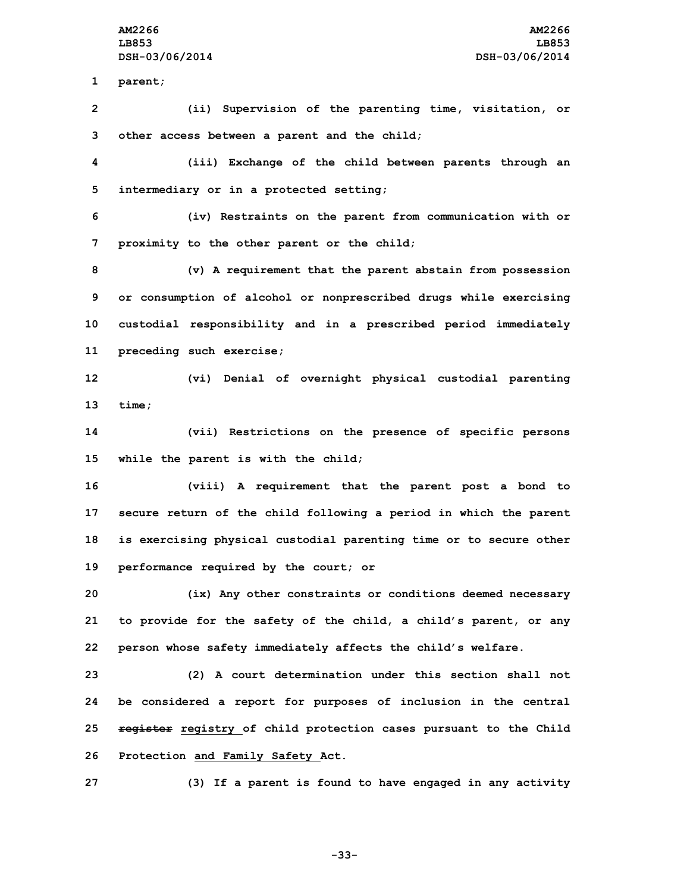parent;

(ii) Supervision of the parenting time, visitation, or other access between a parent and the child;

(iii) Exchange of the child between parents through an intermediary or in a protected setting;

(iv) Restraints on the parent from communication with or proximity to the other parent or the child;

(v) A requirement that the parent abstain from possession or consumption of alcohol or nonprescribed drugs while exercising custodial responsibility and in a prescribed period immediately preceding such exercise;

(vi) Denial of overnight physical custodial parenting time;

(vii) Restrictions on the presence of specific persons while the parent is with the child;

(viii) A requirement that the parent post a bond to secure return of the child following a period in which the parent is exercising physical custodial parenting time or to secure other performance required by the court; or

(ix) Any other constraints or conditions deemed necessary to provide for the safety of the child, a child's parent, or any person whose safety immediately affects the child's welfare.

(2) A court determination under this section shall not be considered a report for purposes of inclusion in the central ~~register~~ registry of child protection cases pursuant to the Child Protection and Family Safety Act.

(3) If a parent is found to have engaged in any activity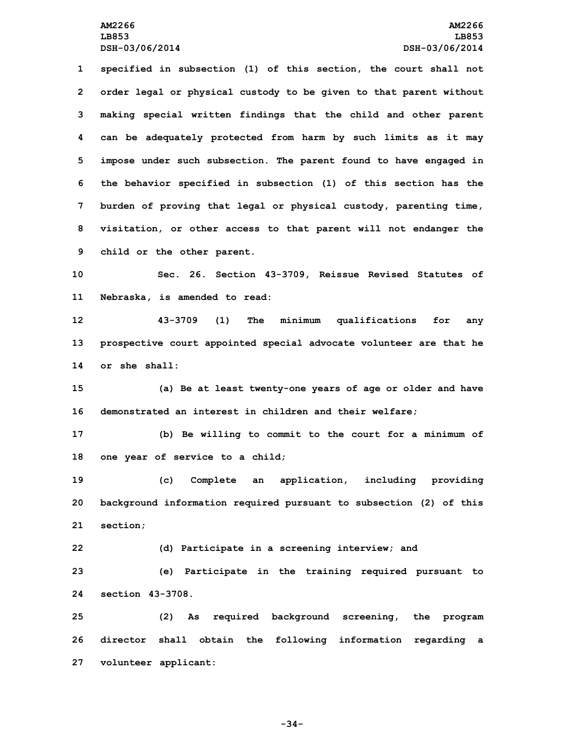specified in subsection (1) of this section, the court shall not order legal or physical custody to be given to that parent without making special written findings that the child and other parent can be adequately protected from harm by such limits as it may impose under such subsection. The parent found to have engaged in the behavior specified in subsection (1) of this section has the burden of proving that legal or physical custody, parenting time, visitation, or other access to that parent will not endanger the child or the other parent.

Sec. 26. Section 43-3709, Reissue Revised Statutes of Nebraska, is amended to read:

43-3709 (1) The minimum qualifications for any prospective court appointed special advocate volunteer are that he or she shall:

(a) Be at least twenty-one years of age or older and have demonstrated an interest in children and their welfare;

(b) Be willing to commit to the court for a minimum of one year of service to a child;

(c) Complete an application, including providing background information required pursuant to subsection (2) of this section;

(d) Participate in a screening interview; and

(e) Participate in the training required pursuant to section 43-3708.

(2) As required background screening, the program director shall obtain the following information regarding a volunteer applicant: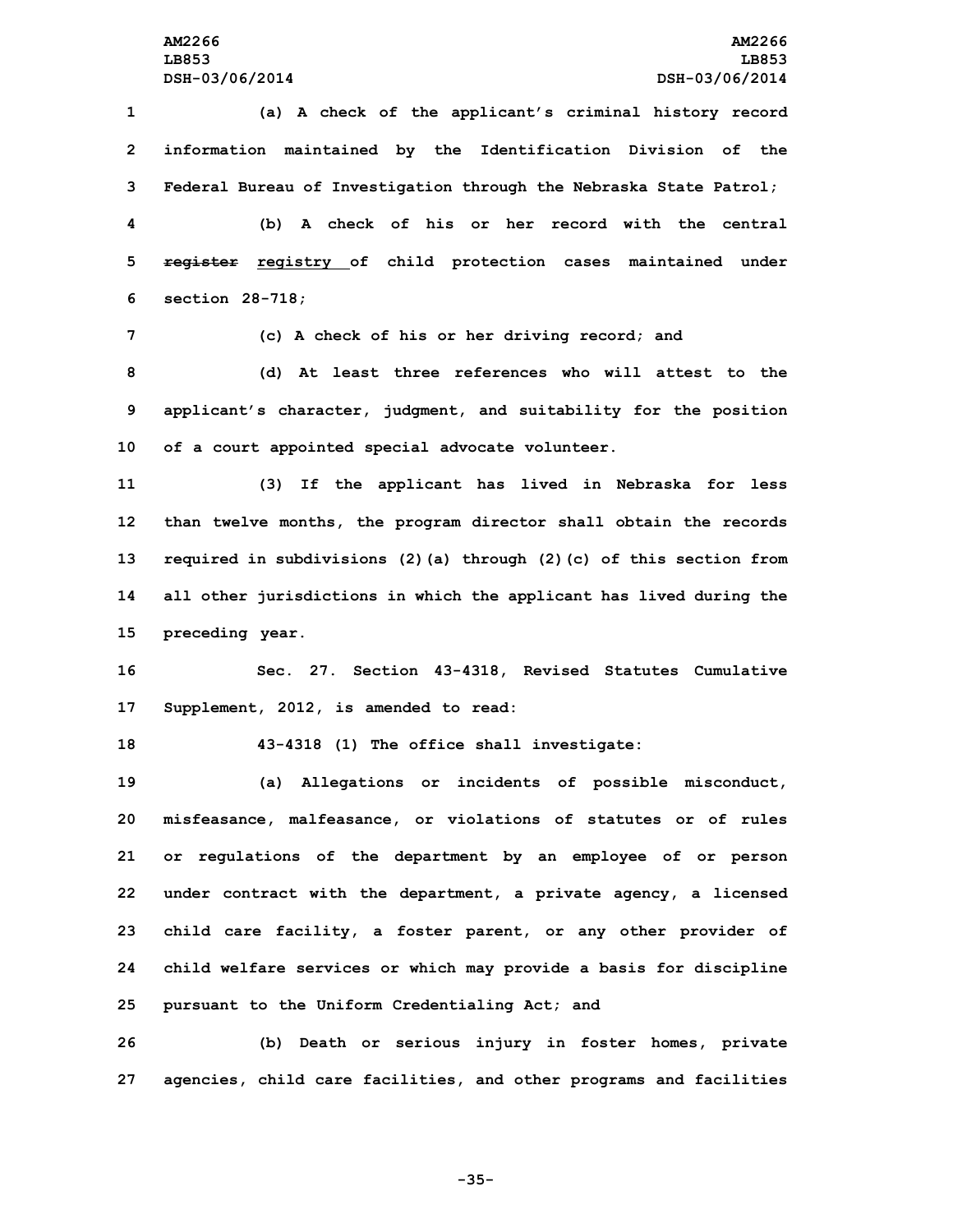(a) A check of the applicant's criminal history record information maintained by the Identification Division of the Federal Bureau of Investigation through the Nebraska State Patrol;

(b) A check of his or her record with the central ~~register~~ registry of child protection cases maintained under section 28-718;

(c) A check of his or her driving record; and

(d) At least three references who will attest to the applicant's character, judgment, and suitability for the position of a court appointed special advocate volunteer.

(3) If the applicant has lived in Nebraska for less than twelve months, the program director shall obtain the records required in subdivisions (2)(a) through (2)(c) of this section from all other jurisdictions in which the applicant has lived during the preceding year.

Sec. 27. Section 43-4318, Revised Statutes Cumulative Supplement, 2012, is amended to read:

43-4318 (1) The office shall investigate:

(a) Allegations or incidents of possible misconduct, misfeasance, malfeasance, or violations of statutes or of rules or regulations of the department by an employee of or person under contract with the department, a private agency, a licensed child care facility, a foster parent, or any other provider of child welfare services or which may provide a basis for discipline pursuant to the Uniform Credentialing Act; and

(b) Death or serious injury in foster homes, private agencies, child care facilities, and other programs and facilities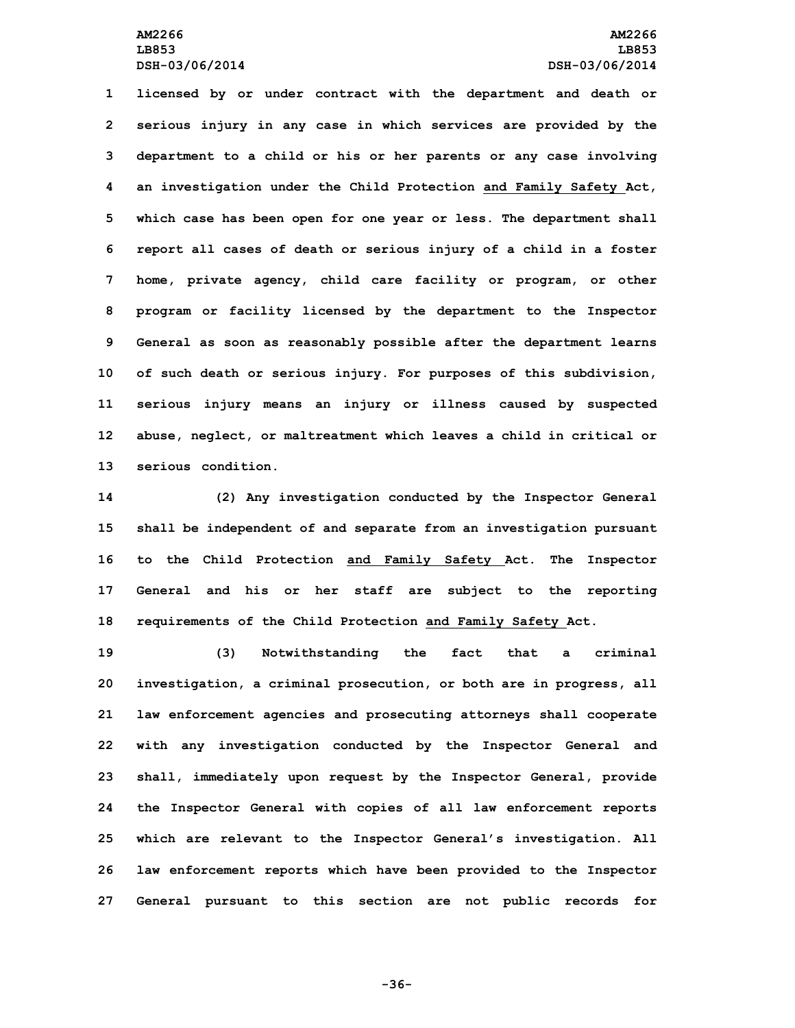licensed by or under contract with the department and death or serious injury in any case in which services are provided by the department to a child or his or her parents or any case involving an investigation under the Child Protection and Family Safety Act, which case has been open for one year or less. The department shall report all cases of death or serious injury of a child in a foster home, private agency, child care facility or program, or other program or facility licensed by the department to the Inspector General as soon as reasonably possible after the department learns of such death or serious injury. For purposes of this subdivision, serious injury means an injury or illness caused by suspected abuse, neglect, or maltreatment which leaves a child in critical or serious condition.

(2) Any investigation conducted by the Inspector General shall be independent of and separate from an investigation pursuant to the Child Protection and Family Safety Act. The Inspector General and his or her staff are subject to the reporting requirements of the Child Protection and Family Safety Act.

(3) Notwithstanding the fact that a criminal investigation, a criminal prosecution, or both are in progress, all law enforcement agencies and prosecuting attorneys shall cooperate with any investigation conducted by the Inspector General and shall, immediately upon request by the Inspector General, provide the Inspector General with copies of all law enforcement reports which are relevant to the Inspector General's investigation. All law enforcement reports which have been provided to the Inspector General pursuant to this section are not public records for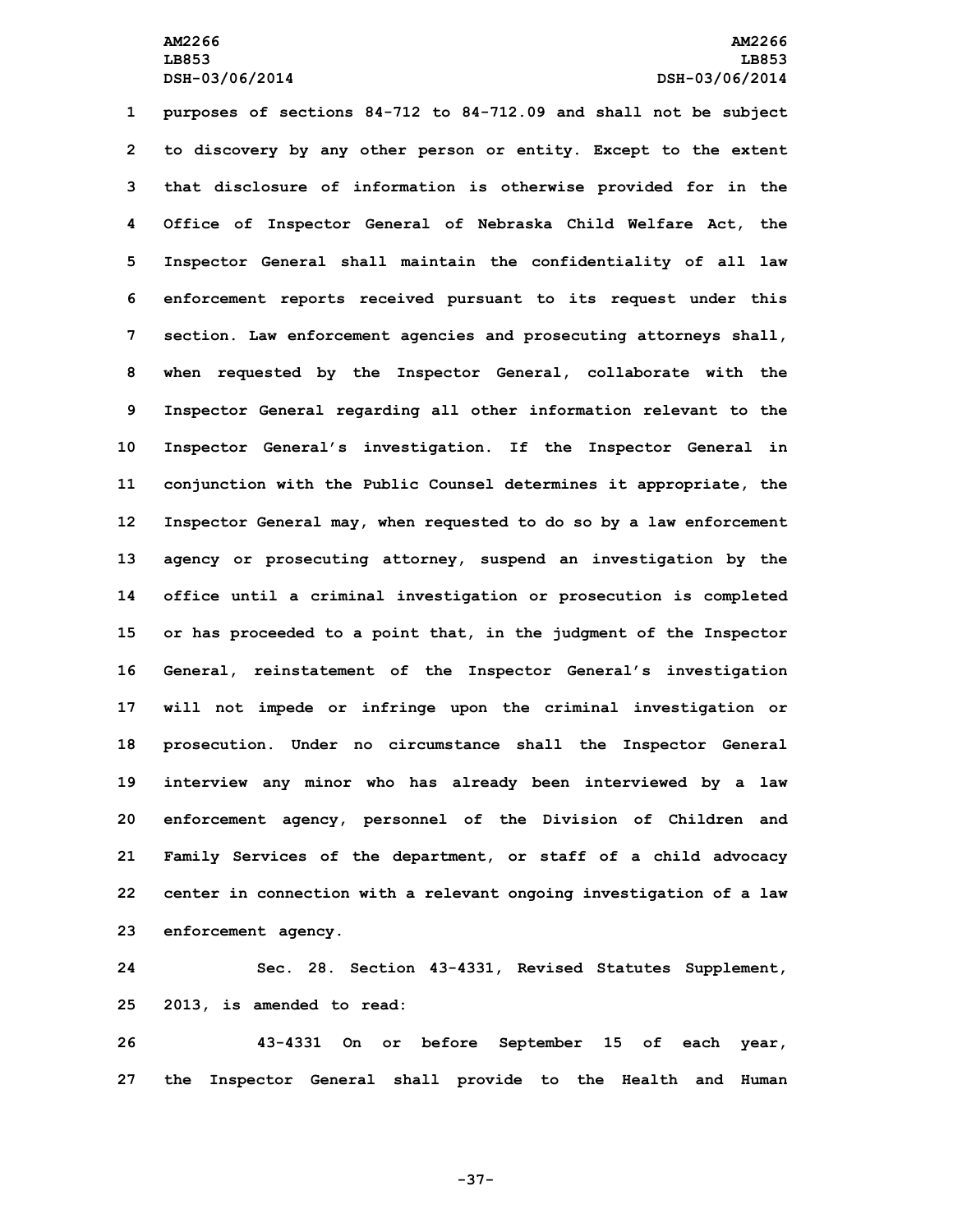purposes of sections 84-712 to 84-712.09 and shall not be subject to discovery by any other person or entity. Except to the extent that disclosure of information is otherwise provided for in the Office of Inspector General of Nebraska Child Welfare Act, the Inspector General shall maintain the confidentiality of all law enforcement reports received pursuant to its request under this section. Law enforcement agencies and prosecuting attorneys shall, when requested by the Inspector General, collaborate with the Inspector General regarding all other information relevant to the Inspector General's investigation. If the Inspector General in conjunction with the Public Counsel determines it appropriate, the Inspector General may, when requested to do so by a law enforcement agency or prosecuting attorney, suspend an investigation by the office until a criminal investigation or prosecution is completed or has proceeded to a point that, in the judgment of the Inspector General, reinstatement of the Inspector General's investigation will not impede or infringe upon the criminal investigation or prosecution. Under no circumstance shall the Inspector General interview any minor who has already been interviewed by a law enforcement agency, personnel of the Division of Children and Family Services of the department, or staff of a child advocacy center in connection with a relevant ongoing investigation of a law enforcement agency.

Sec. 28. Section 43-4331, Revised Statutes Supplement, 2013, is amended to read:

43-4331 On or before September 15 of each year, the Inspector General shall provide to the Health and Human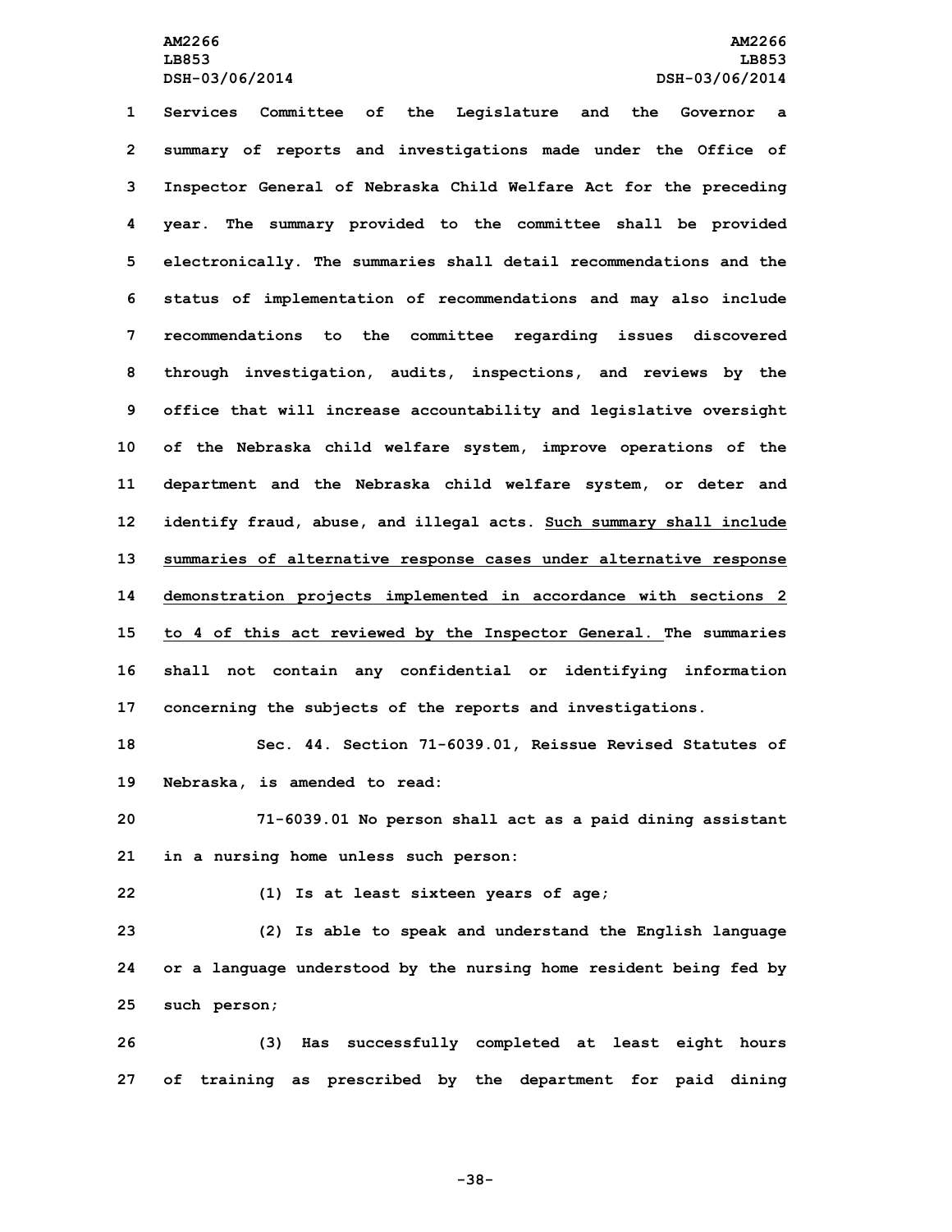Services Committee of the Legislature and the Governor a summary of reports and investigations made under the Office of Inspector General of Nebraska Child Welfare Act for the preceding year. The summary provided to the committee shall be provided electronically. The summaries shall detail recommendations and the status of implementation of recommendations and may also include recommendations to the committee regarding issues discovered through investigation, audits, inspections, and reviews by the office that will increase accountability and legislative oversight of the Nebraska child welfare system, improve operations of the department and the Nebraska child welfare system, or deter and identify fraud, abuse, and illegal acts. Such summary shall include summaries of alternative response cases under alternative response demonstration projects implemented in accordance with sections 2 to 4 of this act reviewed by the Inspector General. The summaries shall not contain any confidential or identifying information concerning the subjects of the reports and investigations.

Sec. 44. Section 71-6039.01, Reissue Revised Statutes of Nebraska, is amended to read:

71-6039.01 No person shall act as a paid dining assistant in a nursing home unless such person:

(1) Is at least sixteen years of age;

(2) Is able to speak and understand the English language or a language understood by the nursing home resident being fed by such person;

(3) Has successfully completed at least eight hours of training as prescribed by the department for paid dining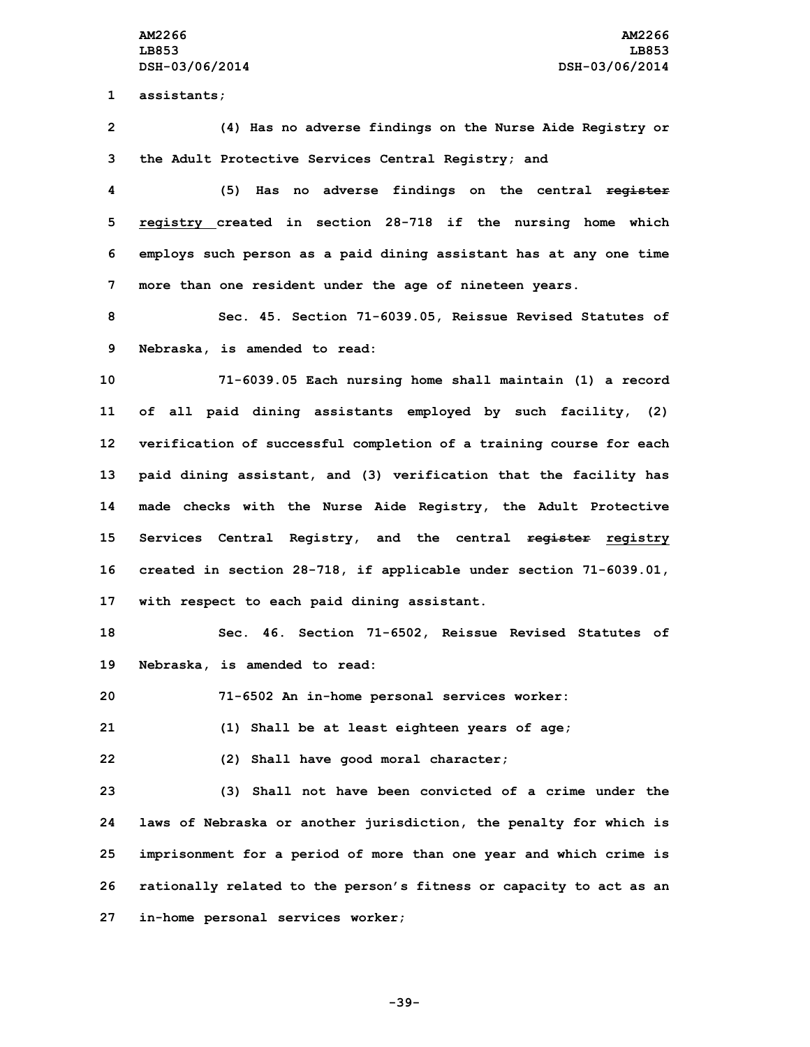assistants;

(4) Has no adverse findings on the Nurse Aide Registry or the Adult Protective Services Central Registry; and

(5) Has no adverse findings on the central ~~register~~ <u>registry</u> created in section 28-718 if the nursing home which employs such person as a paid dining assistant has at any one time more than one resident under the age of nineteen years.

Sec. 45. Section 71-6039.05, Reissue Revised Statutes of Nebraska, is amended to read:

71-6039.05 Each nursing home shall maintain (1) a record of all paid dining assistants employed by such facility, (2) verification of successful completion of a training course for each paid dining assistant, and (3) verification that the facility has made checks with the Nurse Aide Registry, the Adult Protective Services Central Registry, and the central ~~register~~ <u>registry</u> created in section 28-718, if applicable under section 71-6039.01, with respect to each paid dining assistant.

Sec. 46. Section 71-6502, Reissue Revised Statutes of Nebraska, is amended to read:

71-6502 An in-home personal services worker:

(1) Shall be at least eighteen years of age;

(2) Shall have good moral character;

(3) Shall not have been convicted of a crime under the laws of Nebraska or another jurisdiction, the penalty for which is imprisonment for a period of more than one year and which crime is rationally related to the person's fitness or capacity to act as an in-home personal services worker;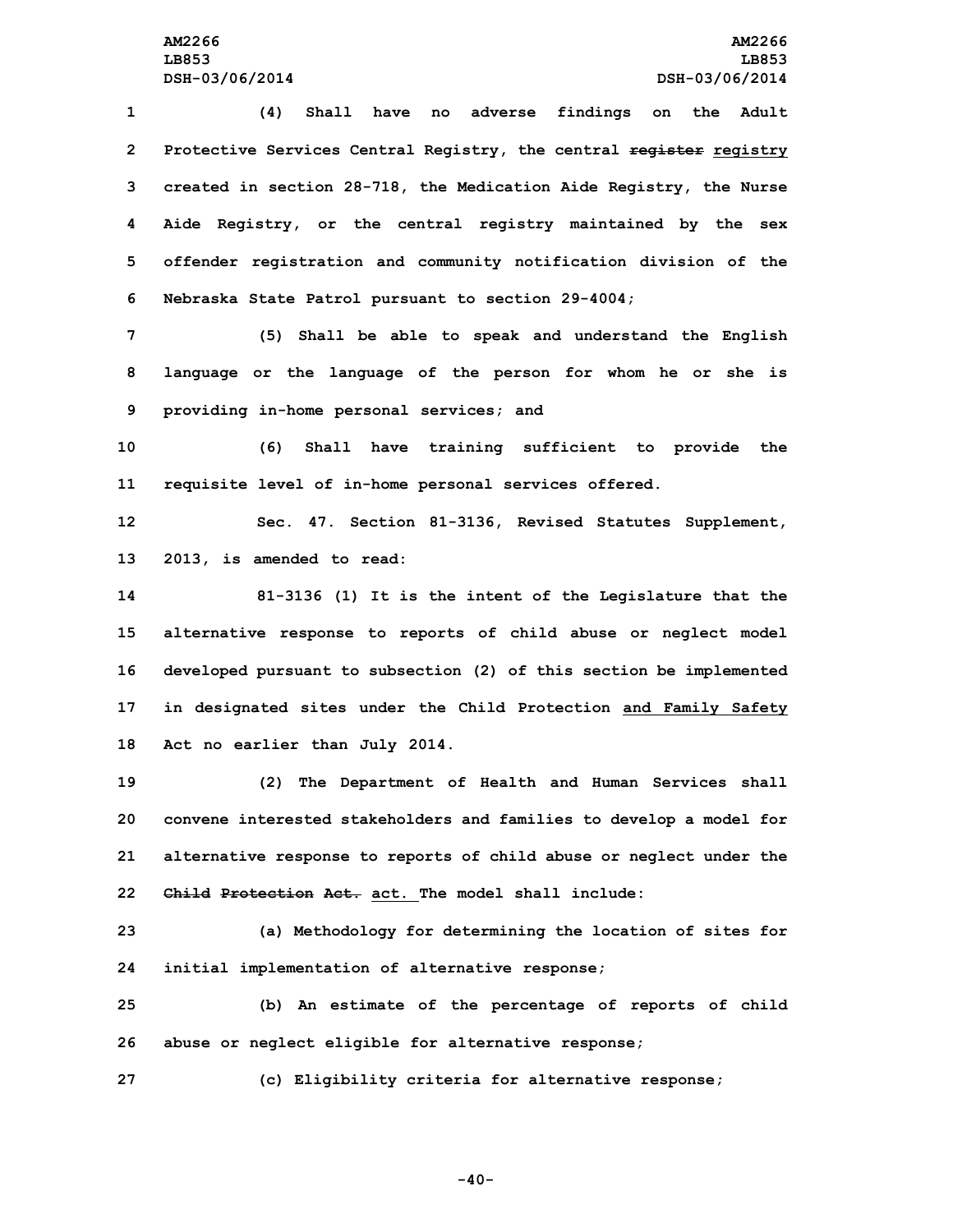(4) Shall have no adverse findings on the Adult Protective Services Central Registry, the central ~~register~~ <u>registry</u> created in section 28-718, the Medication Aide Registry, the Nurse Aide Registry, or the central registry maintained by the sex offender registration and community notification division of the Nebraska State Patrol pursuant to section 29-4004;

(5) Shall be able to speak and understand the English language or the language of the person for whom he or she is providing in-home personal services; and

(6) Shall have training sufficient to provide the requisite level of in-home personal services offered.

Sec. 47. Section 81-3136, Revised Statutes Supplement, 2013, is amended to read:

81-3136 (1) It is the intent of the Legislature that the alternative response to reports of child abuse or neglect model developed pursuant to subsection (2) of this section be implemented in designated sites under the Child Protection <u>and Family Safety</u> Act no earlier than July 2014.

(2) The Department of Health and Human Services shall convene interested stakeholders and families to develop a model for alternative response to reports of child abuse or neglect under the ~~Child Protection Act.~~ <u>act.</u> The model shall include:

(a) Methodology for determining the location of sites for initial implementation of alternative response;

(b) An estimate of the percentage of reports of child abuse or neglect eligible for alternative response;

(c) Eligibility criteria for alternative response;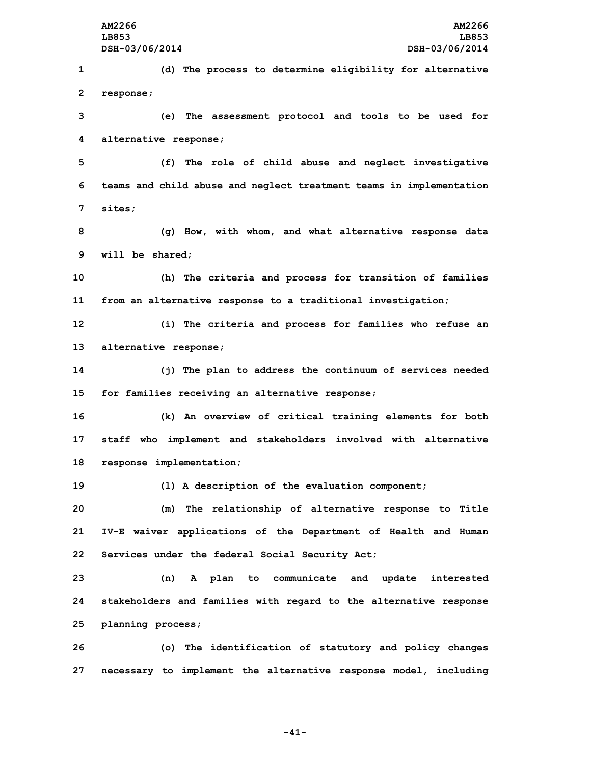(d) The process to determine eligibility for alternative response;

(e) The assessment protocol and tools to be used for alternative response;

(f) The role of child abuse and neglect investigative teams and child abuse and neglect treatment teams in implementation sites;

(g) How, with whom, and what alternative response data will be shared;

(h) The criteria and process for transition of families from an alternative response to a traditional investigation;

(i) The criteria and process for families who refuse an alternative response;

(j) The plan to address the continuum of services needed for families receiving an alternative response;

(k) An overview of critical training elements for both staff who implement and stakeholders involved with alternative response implementation;

(l) A description of the evaluation component;

(m) The relationship of alternative response to Title IV-E waiver applications of the Department of Health and Human Services under the federal Social Security Act;

(n) A plan to communicate and update interested stakeholders and families with regard to the alternative response planning process;

(o) The identification of statutory and policy changes necessary to implement the alternative response model, including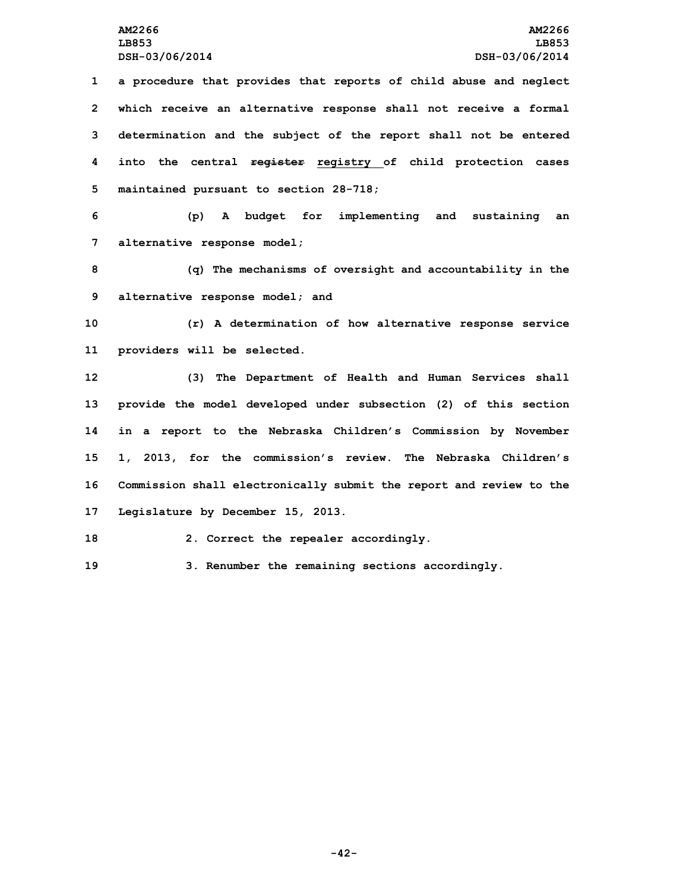a procedure that provides that reports of child abuse and neglect which receive an alternative response shall not receive a formal determination and the subject of the report shall not be entered into the central ~~register~~ registry of child protection cases maintained pursuant to section 28-718;

(p) A budget for implementing and sustaining an alternative response model;

(q) The mechanisms of oversight and accountability in the alternative response model; and

(r) A determination of how alternative response service providers will be selected.

(3) The Department of Health and Human Services shall provide the model developed under subsection (2) of this section in a report to the Nebraska Children's Commission by November 1, 2013, for the commission's review. The Nebraska Children's Commission shall electronically submit the report and review to the Legislature by December 15, 2013.

2. Correct the repealer accordingly.

3. Renumber the remaining sections accordingly.